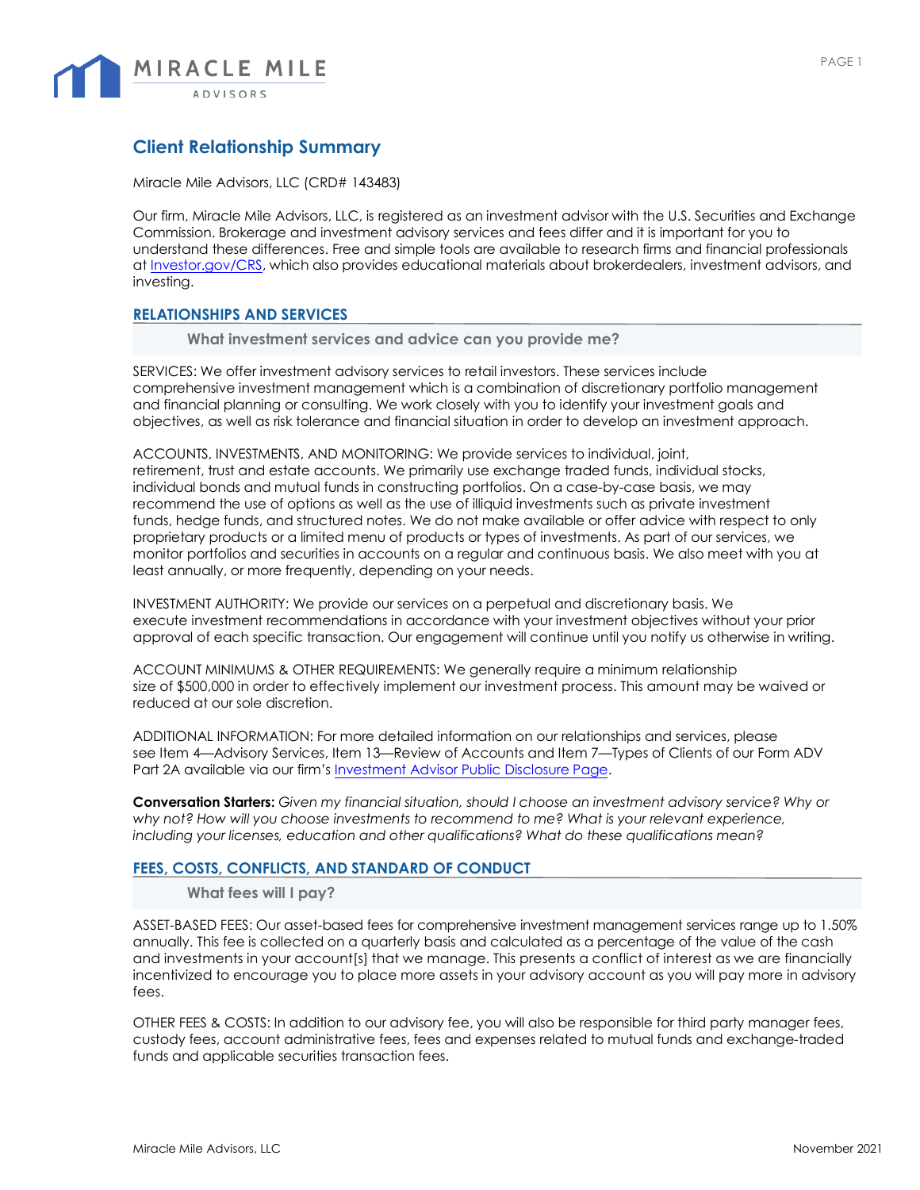# Client Relationship Summary

Miracle Mile Advisors, LLC (CRD# 143483)

Our firm, Miracle Mile Advisors, LLC, is registered as an investment advisor with the U.S. Securities and Exchange Commission. Brokerage and investment advisory services and fees differ and it is important for you to understand these differences. Free and simple tools are available to research firms and financial professionals at Investor.gov/CRS, which also provides educational materials about brokerdealers, investment advisors, and investing.

## RELATIONSHIPS AND SERVICES

### What investment services and advice can you provide me?

SERVICES: We offer investment advisory services to retail investors. These services include comprehensive investment management which is a combination of discretionary portfolio management and financial planning or consulting. We work closely with you to identify your investment goals and objectives, as well as risk tolerance and financial situation in order to develop an investment approach.

ACCOUNTS, INVESTMENTS, AND MONITORING: We provide services to individual, joint, retirement, trust and estate accounts. We primarily use exchange traded funds, individual stocks, individual bonds and mutual funds in constructing portfolios. On a case-by-case basis, we may recommend the use of options as well as the use of illiquid investments such as private investment funds, hedge funds, and structured notes. We do not make available or offer advice with respect to only proprietary products or a limited menu of products or types of investments. As part of our services, we monitor portfolios and securities in accounts on a regular and continuous basis. We also meet with you at least annually, or more frequently, depending on your needs.

INVESTMENT AUTHORITY: We provide our services on a perpetual and discretionary basis. We execute investment recommendations in accordance with your investment objectives without your prior approval of each specific transaction. Our engagement will continue until you notify us otherwise in writing.

ACCOUNT MINIMUMS & OTHER REQUIREMENTS: We generally require a minimum relationship size of $500,000 in order to effectively implement our investment process. This amount may be waived or reduced at our sole discretion.

ADDITIONAL INFORMATION: For more detailed information on our relationships and services, please see Item 4—Advisory Services, Item 13—Review of Accounts and Item 7—Types of Clients of our Form ADV Part 2A available via our firm's Investment Advisor Public Disclosure Page.

**Conversation Starters:** *Given my financial situation, should I choose an investment advisory service? Why or why not? How will you choose investments to recommend to me? What is your relevant experience, including your licenses, education and other qualifications? What do these qualifications mean?*

## FEES, COSTS, CONFLICTS, AND STANDARD OF CONDUCT

### What fees will I pay?

ASSET-BASED FEES: Our asset-based fees for comprehensive investment management services range up to 1.50% annually. This fee is collected on a quarterly basis and calculated as a percentage of the value of the cash and investments in your account[s] that we manage. This presents a conflict of interest as we are financially incentivized to encourage you to place more assets in your advisory account as you will pay more in advisory fees.

OTHER FEES & COSTS: In addition to our advisory fee, you will also be responsible for third party manager fees, custody fees, account administrative fees, fees and expenses related to mutual funds and exchange-traded funds and applicable securities transaction fees.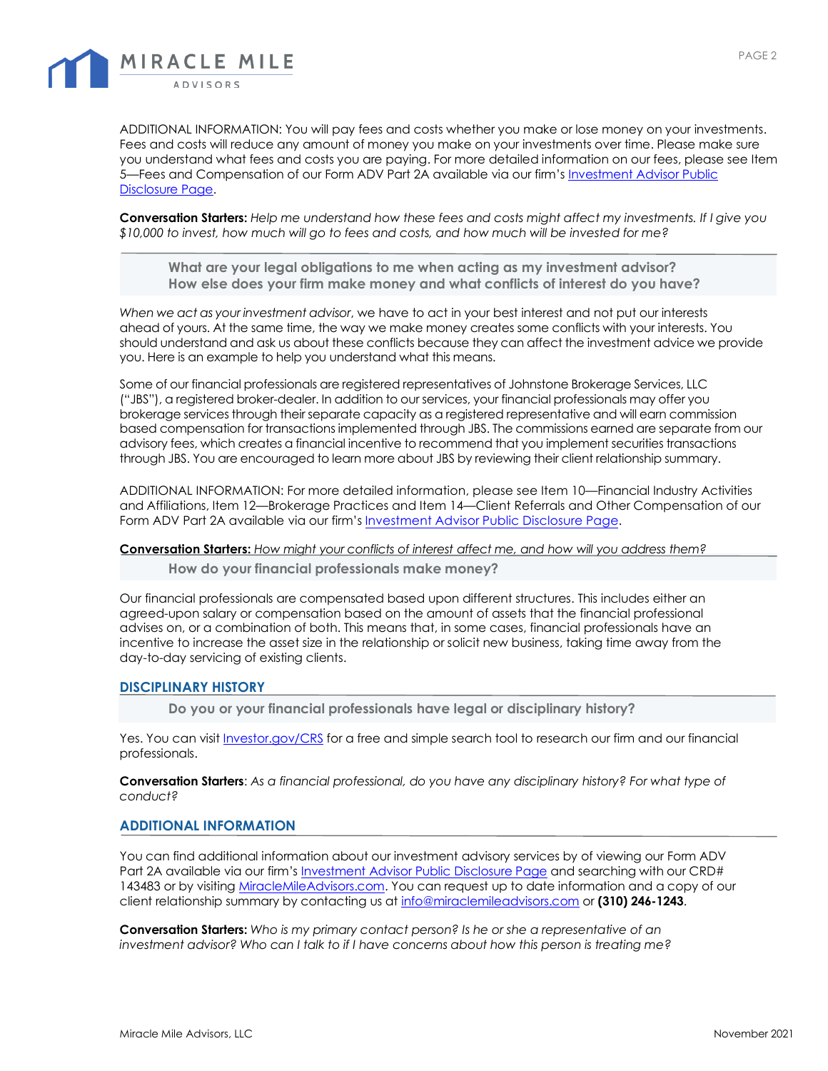ADDITIONAL INFORMATION: You will pay fees and costs whether you make or lose money on your investments. Fees and costs will reduce any amount of money you make on your investments over time. Please make sure you understand what fees and costs you are paying. For more detailed information on our fees, please see Item 5—Fees and Compensation of our Form ADV Part 2A available via our firm's Investment Advisor Public Disclosure Page.

**Conversation Starters:** *Help me understand how these fees and costs might affect my investments. If I give you $10,000 to invest, how much will go to fees and costs, and how much will be invested for me?*

### What are your legal obligations to me when acting as my investment advisor? How else does your firm make money and what conflicts of interest do you have?

*When we act as your investment advisor*, we have to act in your best interest and not put our interests ahead of yours. At the same time, the way we make money creates some conflicts with your interests. You should understand and ask us about these conflicts because they can affect the investment advice we provide you. Here is an example to help you understand what this means.

Some of our financial professionals are registered representatives of Johnstone Brokerage Services, LLC ("JBS"), a registered broker-dealer. In addition to our services, your financial professionals may offer you brokerage services through their separate capacity as a registered representative and will earn commission based compensation for transactions implemented through JBS. The commissions earned are separate from our advisory fees, which creates a financial incentive to recommend that you implement securities transactions through JBS. You are encouraged to learn more about JBS by reviewing their client relationship summary.

ADDITIONAL INFORMATION: For more detailed information, please see Item 10—Financial Industry Activities and Affiliations, Item 12—Brokerage Practices and Item 14—Client Referrals and Other Compensation of our Form ADV Part 2A available via our firm's Investment Advisor Public Disclosure Page.

**Conversation Starters:** *How might your conflicts of interest affect me, and how will you address them?*

### How do your financial professionals make money?

Our financial professionals are compensated based upon different structures. This includes either an agreed-upon salary or compensation based on the amount of assets that the financial professional advises on, or a combination of both. This means that, in some cases, financial professionals have an incentive to increase the asset size in the relationship or solicit new business, taking time away from the day-to-day servicing of existing clients.

## DISCIPLINARY HISTORY

### Do you or your financial professionals have legal or disciplinary history?

Yes. You can visit Investor.gov/CRS for a free and simple search tool to research our firm and our financial professionals.

**Conversation Starters**: *As a financial professional, do you have any disciplinary history? For what type of conduct?*

## ADDITIONAL INFORMATION

You can find additional information about our investment advisory services by of viewing our Form ADV Part 2A available via our firm's Investment Advisor Public Disclosure Page and searching with our CRD# 143483 or by visiting MiracleMileAdvisors.com. You can request up to date information and a copy of our client relationship summary by contacting us at info@miraclemileadvisors.com or **(310) 246-1243**.

**Conversation Starters:** *Who is my primary contact person? Is he or she a representative of an investment advisor? Who can I talk to if I have concerns about how this person is treating me?*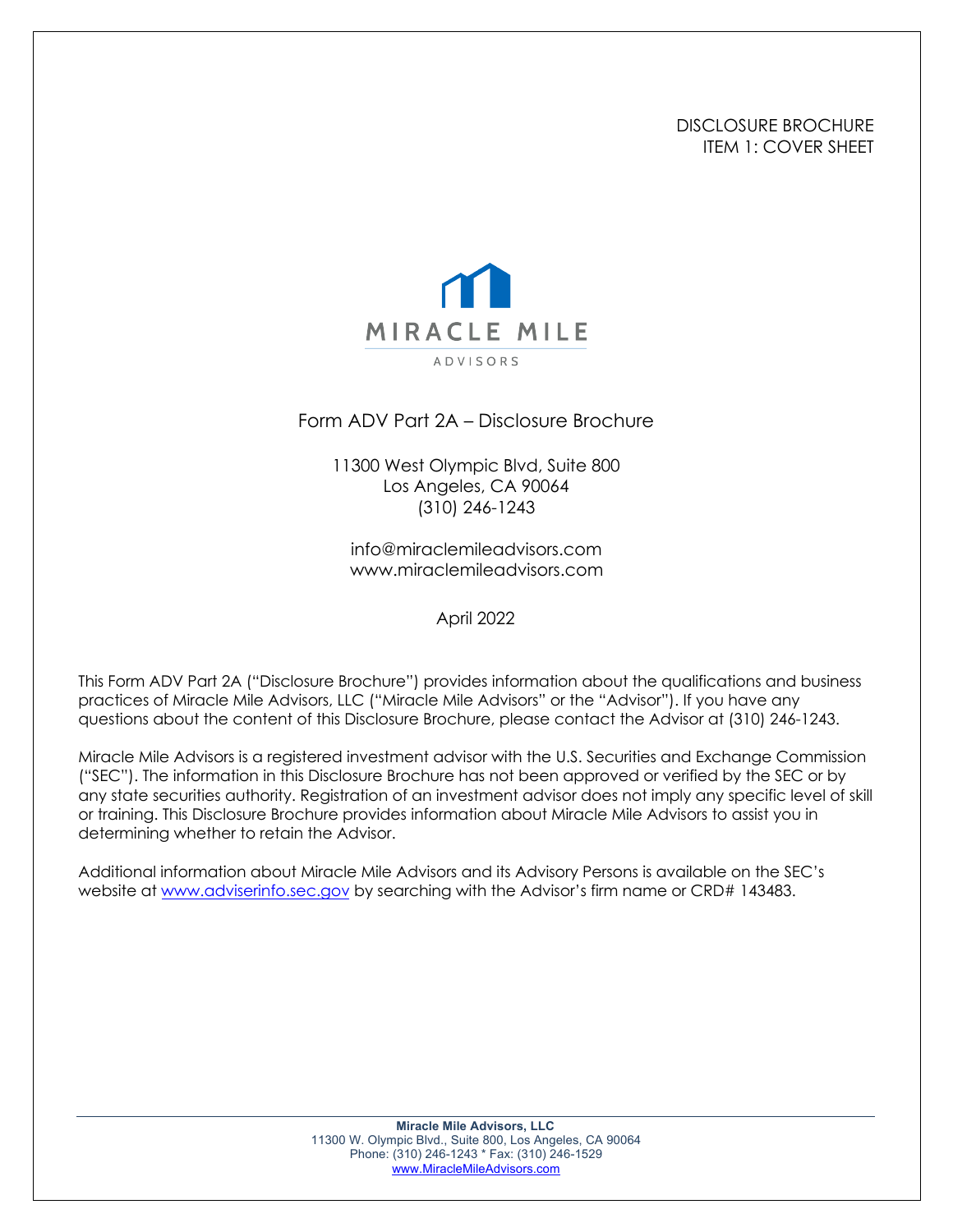DISCLOSURE BROCHURE
ITEM 1: COVER SHEET

MIRACLE MILE
ADVISORS

# Form ADV Part 2A – Disclosure Brochure

11300 West Olympic Blvd, Suite 800
Los Angeles, CA 90064
(310) 246-1243

info@miraclemileadvisors.com
www.miraclemileadvisors.com

April 2022

This Form ADV Part 2A ("Disclosure Brochure") provides information about the qualifications and business practices of Miracle Mile Advisors, LLC ("Miracle Mile Advisors" or the "Advisor"). If you have any questions about the content of this Disclosure Brochure, please contact the Advisor at (310) 246-1243.

Miracle Mile Advisors is a registered investment advisor with the U.S. Securities and Exchange Commission ("SEC"). The information in this Disclosure Brochure has not been approved or verified by the SEC or by any state securities authority. Registration of an investment advisor does not imply any specific level of skill or training. This Disclosure Brochure provides information about Miracle Mile Advisors to assist you in determining whether to retain the Advisor.

Additional information about Miracle Mile Advisors and its Advisory Persons is available on the SEC's website at [www.adviserinfo.sec.gov](http://www.adviserinfo.sec.gov) by searching with the Advisor's firm name or CRD# 143483.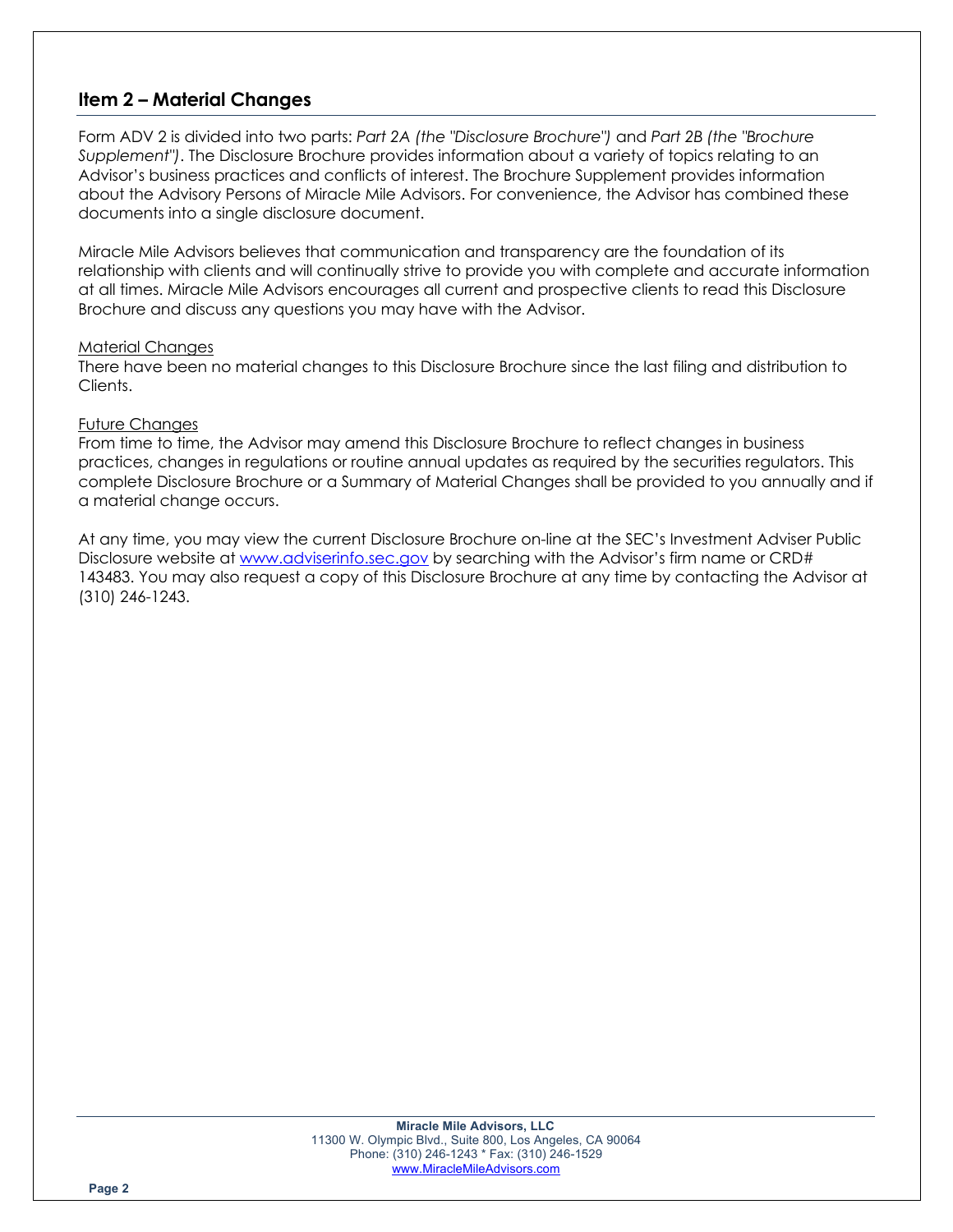## Item 2 – Material Changes

Form ADV 2 is divided into two parts: *Part 2A (the "Disclosure Brochure")* and *Part 2B (the "Brochure Supplement")*. The Disclosure Brochure provides information about a variety of topics relating to an Advisor's business practices and conflicts of interest. The Brochure Supplement provides information about the Advisory Persons of Miracle Mile Advisors. For convenience, the Advisor has combined these documents into a single disclosure document.

Miracle Mile Advisors believes that communication and transparency are the foundation of its relationship with clients and will continually strive to provide you with complete and accurate information at all times. Miracle Mile Advisors encourages all current and prospective clients to read this Disclosure Brochure and discuss any questions you may have with the Advisor.

Material Changes

There have been no material changes to this Disclosure Brochure since the last filing and distribution to Clients.

Future Changes

From time to time, the Advisor may amend this Disclosure Brochure to reflect changes in business practices, changes in regulations or routine annual updates as required by the securities regulators. This complete Disclosure Brochure or a Summary of Material Changes shall be provided to you annually and if a material change occurs.

At any time, you may view the current Disclosure Brochure on-line at the SEC's Investment Adviser Public Disclosure website at [www.adviserinfo.sec.gov](http://www.adviserinfo.sec.gov) by searching with the Advisor's firm name or CRD# 143483. You may also request a copy of this Disclosure Brochure at any time by contacting the Advisor at (310) 246-1243.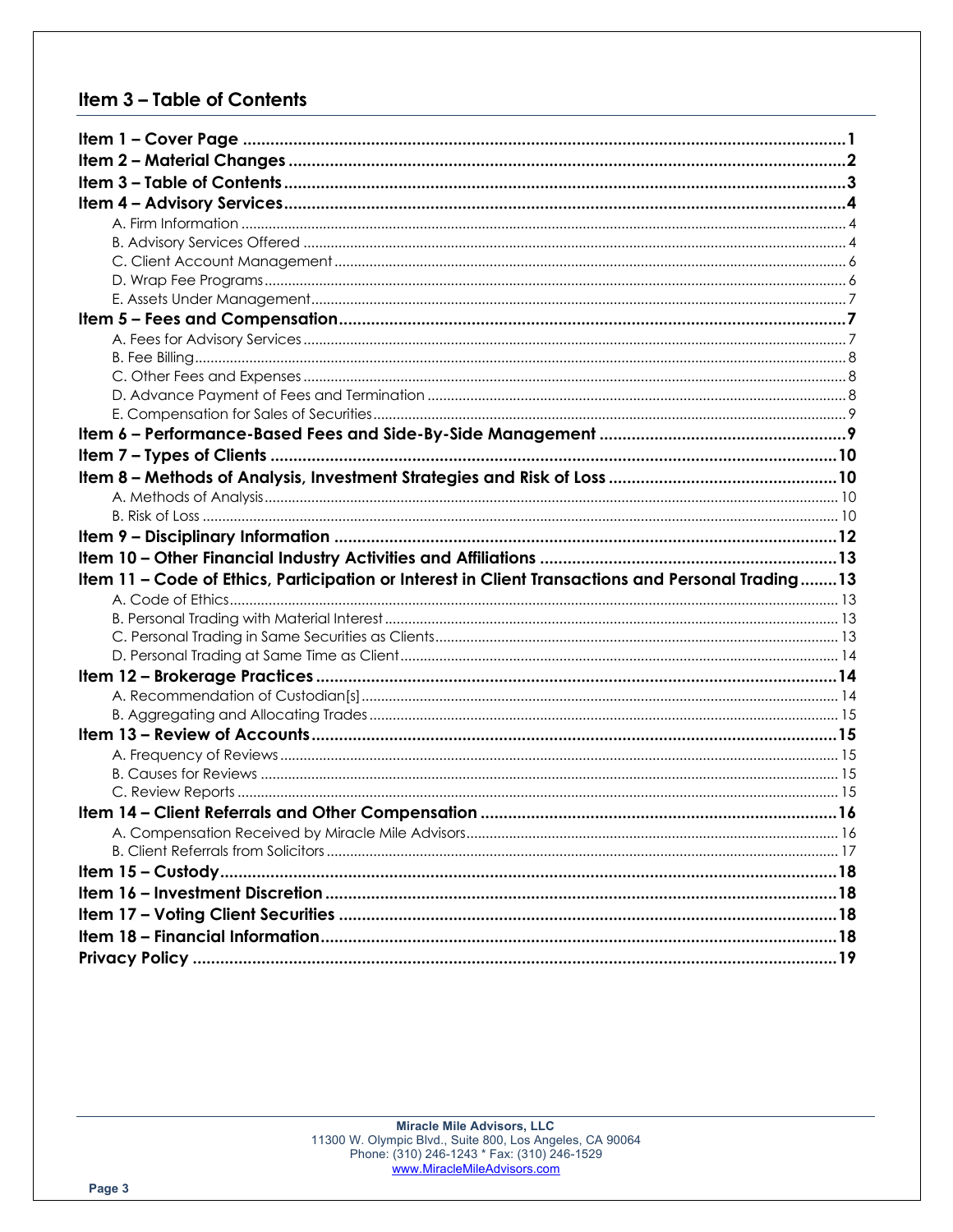## Item 3 – Table of Contents

| | |
|---|---|
| **Item 1 – Cover Page** | **1** |
| **Item 2 – Material Changes** | **2** |
| **Item 3 – Table of Contents** | **3** |
| **Item 4 – Advisory Services** | **4** |
| A. Firm Information | 4 |
| B. Advisory Services Offered | 4 |
| C. Client Account Management | 6 |
| D. Wrap Fee Programs | 6 |
| E. Assets Under Management | 7 |
| **Item 5 – Fees and Compensation** | **7** |
| A. Fees for Advisory Services | 7 |
| B. Fee Billing | 8 |
| C. Other Fees and Expenses | 8 |
| D. Advance Payment of Fees and Termination | 8 |
| E. Compensation for Sales of Securities | 9 |
| **Item 6 – Performance-Based Fees and Side-By-Side Management** | **9** |
| **Item 7 – Types of Clients** | **10** |
| **Item 8 – Methods of Analysis, Investment Strategies and Risk of Loss** | **10** |
| A. Methods of Analysis | 10 |
| B. Risk of Loss | 10 |
| **Item 9 – Disciplinary Information** | **12** |
| **Item 10 – Other Financial Industry Activities and Affiliations** | **13** |
| **Item 11 – Code of Ethics, Participation or Interest in Client Transactions and Personal Trading** | **13** |
| A. Code of Ethics | 13 |
| B. Personal Trading with Material Interest | 13 |
| C. Personal Trading in Same Securities as Clients | 13 |
| D. Personal Trading at Same Time as Client | 14 |
| **Item 12 – Brokerage Practices** | **14** |
| A. Recommendation of Custodian[s] | 14 |
| B. Aggregating and Allocating Trades | 15 |
| **Item 13 – Review of Accounts** | **15** |
| A. Frequency of Reviews | 15 |
| B. Causes for Reviews | 15 |
| C. Review Reports | 15 |
| **Item 14 – Client Referrals and Other Compensation** | **16** |
| A. Compensation Received by Miracle Mile Advisors | 16 |
| B. Client Referrals from Solicitors | 17 |
| **Item 15 – Custody** | **18** |
| **Item 16 – Investment Discretion** | **18** |
| **Item 17 – Voting Client Securities** | **18** |
| **Item 18 – Financial Information** | **18** |
| **Privacy Policy** | **19** |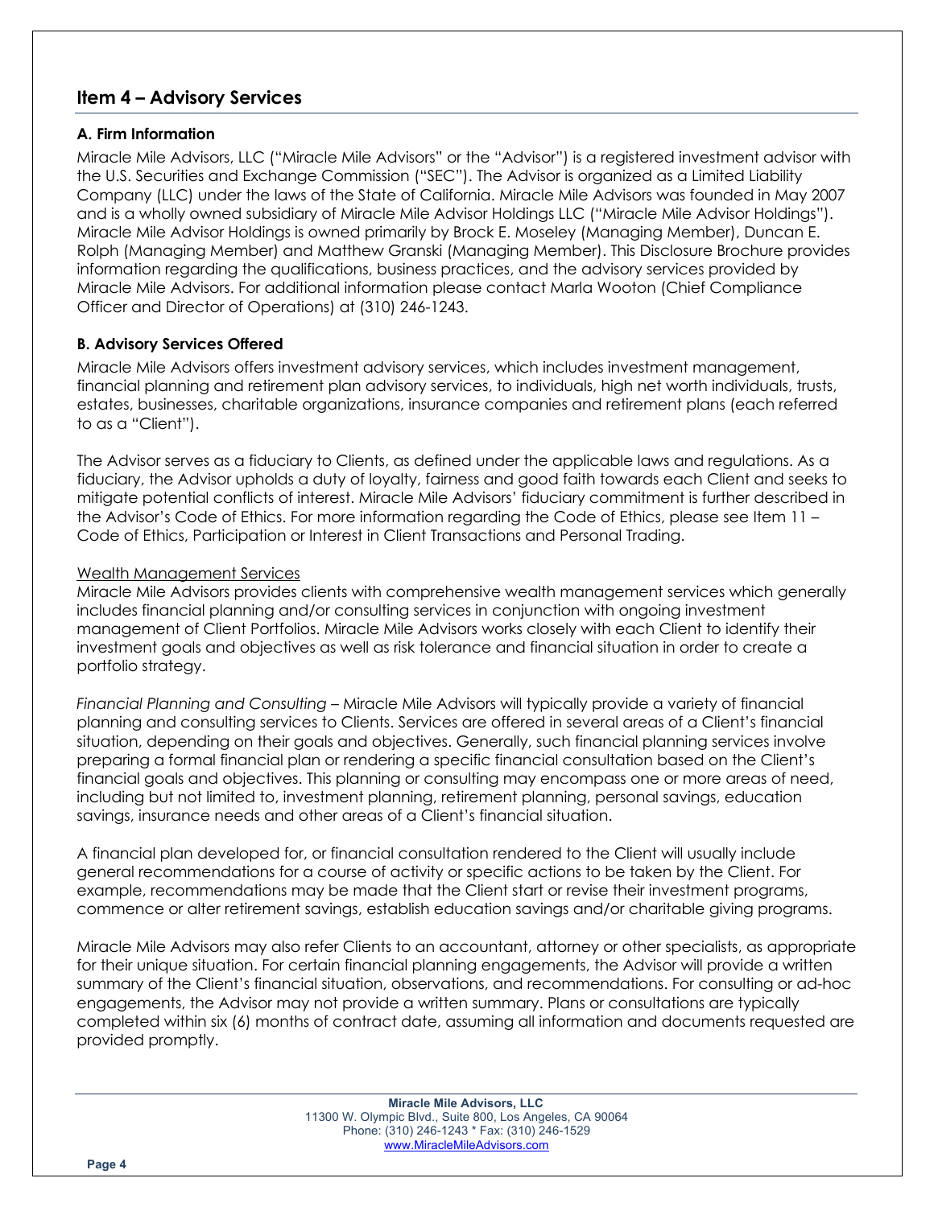## Item 4 – Advisory Services

### A. Firm Information

Miracle Mile Advisors, LLC ("Miracle Mile Advisors" or the "Advisor") is a registered investment advisor with the U.S. Securities and Exchange Commission ("SEC"). The Advisor is organized as a Limited Liability Company (LLC) under the laws of the State of California. Miracle Mile Advisors was founded in May 2007 and is a wholly owned subsidiary of Miracle Mile Advisor Holdings LLC ("Miracle Mile Advisor Holdings"). Miracle Mile Advisor Holdings is owned primarily by Brock E. Moseley (Managing Member), Duncan E. Rolph (Managing Member) and Matthew Granski (Managing Member). This Disclosure Brochure provides information regarding the qualifications, business practices, and the advisory services provided by Miracle Mile Advisors. For additional information please contact Marla Wooton (Chief Compliance Officer and Director of Operations) at (310) 246-1243.

### B. Advisory Services Offered

Miracle Mile Advisors offers investment advisory services, which includes investment management, financial planning and retirement plan advisory services, to individuals, high net worth individuals, trusts, estates, businesses, charitable organizations, insurance companies and retirement plans (each referred to as a "Client").

The Advisor serves as a fiduciary to Clients, as defined under the applicable laws and regulations. As a fiduciary, the Advisor upholds a duty of loyalty, fairness and good faith towards each Client and seeks to mitigate potential conflicts of interest. Miracle Mile Advisors' fiduciary commitment is further described in the Advisor's Code of Ethics. For more information regarding the Code of Ethics, please see Item 11 – Code of Ethics, Participation or Interest in Client Transactions and Personal Trading.

<u>Wealth Management Services</u>

Miracle Mile Advisors provides clients with comprehensive wealth management services which generally includes financial planning and/or consulting services in conjunction with ongoing investment management of Client Portfolios. Miracle Mile Advisors works closely with each Client to identify their investment goals and objectives as well as risk tolerance and financial situation in order to create a portfolio strategy.

*Financial Planning and Consulting* – Miracle Mile Advisors will typically provide a variety of financial planning and consulting services to Clients. Services are offered in several areas of a Client's financial situation, depending on their goals and objectives. Generally, such financial planning services involve preparing a formal financial plan or rendering a specific financial consultation based on the Client's financial goals and objectives. This planning or consulting may encompass one or more areas of need, including but not limited to, investment planning, retirement planning, personal savings, education savings, insurance needs and other areas of a Client's financial situation.

A financial plan developed for, or financial consultation rendered to the Client will usually include general recommendations for a course of activity or specific actions to be taken by the Client. For example, recommendations may be made that the Client start or revise their investment programs, commence or alter retirement savings, establish education savings and/or charitable giving programs.

Miracle Mile Advisors may also refer Clients to an accountant, attorney or other specialists, as appropriate for their unique situation. For certain financial planning engagements, the Advisor will provide a written summary of the Client's financial situation, observations, and recommendations. For consulting or ad-hoc engagements, the Advisor may not provide a written summary. Plans or consultations are typically completed within six (6) months of contract date, assuming all information and documents requested are provided promptly.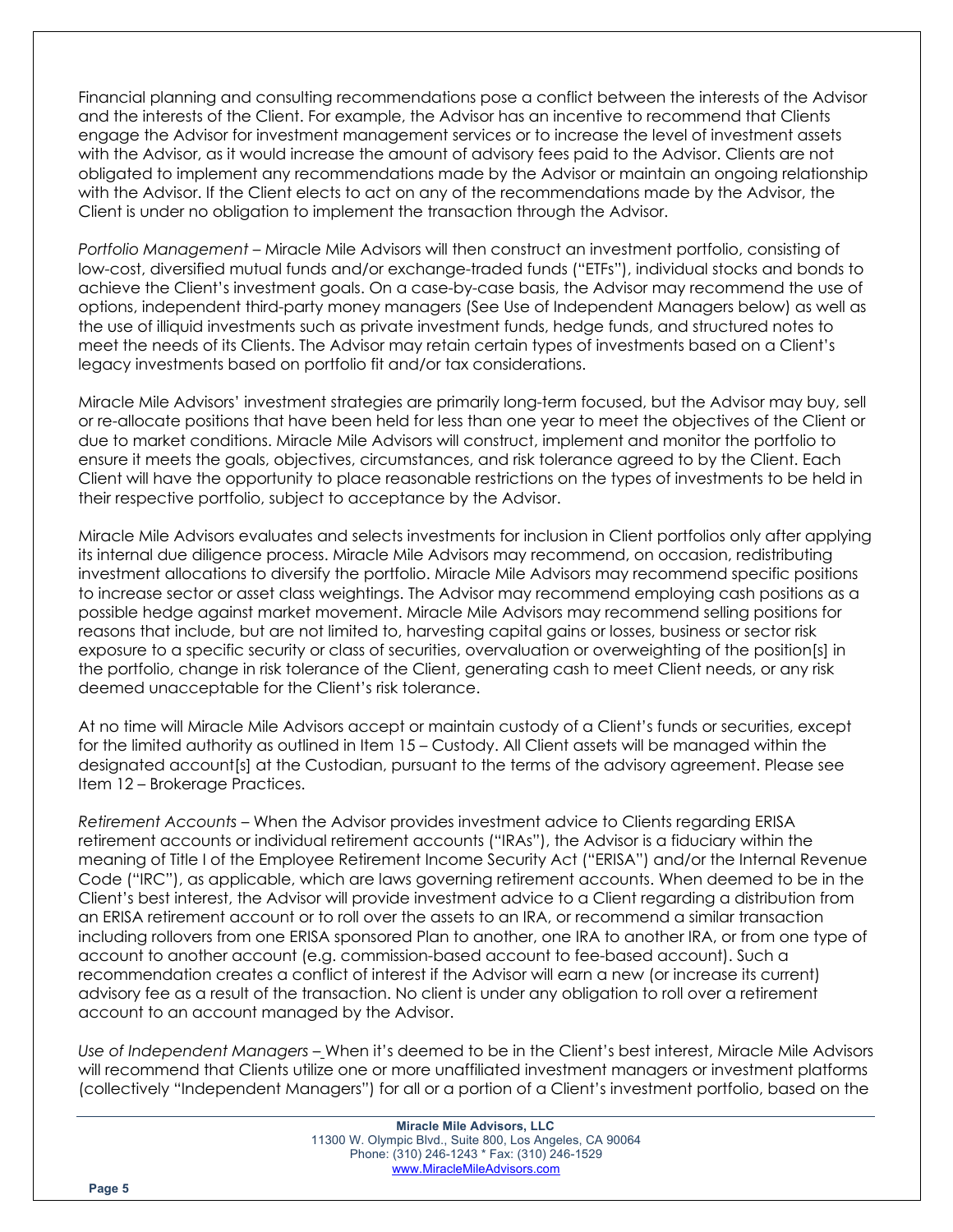Financial planning and consulting recommendations pose a conflict between the interests of the Advisor and the interests of the Client. For example, the Advisor has an incentive to recommend that Clients engage the Advisor for investment management services or to increase the level of investment assets with the Advisor, as it would increase the amount of advisory fees paid to the Advisor. Clients are not obligated to implement any recommendations made by the Advisor or maintain an ongoing relationship with the Advisor. If the Client elects to act on any of the recommendations made by the Advisor, the Client is under no obligation to implement the transaction through the Advisor.

*Portfolio Management* – Miracle Mile Advisors will then construct an investment portfolio, consisting of low-cost, diversified mutual funds and/or exchange-traded funds ("ETFs"), individual stocks and bonds to achieve the Client's investment goals. On a case-by-case basis, the Advisor may recommend the use of options, independent third-party money managers (See Use of Independent Managers below) as well as the use of illiquid investments such as private investment funds, hedge funds, and structured notes to meet the needs of its Clients. The Advisor may retain certain types of investments based on a Client's legacy investments based on portfolio fit and/or tax considerations.

Miracle Mile Advisors' investment strategies are primarily long-term focused, but the Advisor may buy, sell or re-allocate positions that have been held for less than one year to meet the objectives of the Client or due to market conditions. Miracle Mile Advisors will construct, implement and monitor the portfolio to ensure it meets the goals, objectives, circumstances, and risk tolerance agreed to by the Client. Each Client will have the opportunity to place reasonable restrictions on the types of investments to be held in their respective portfolio, subject to acceptance by the Advisor.

Miracle Mile Advisors evaluates and selects investments for inclusion in Client portfolios only after applying its internal due diligence process. Miracle Mile Advisors may recommend, on occasion, redistributing investment allocations to diversify the portfolio. Miracle Mile Advisors may recommend specific positions to increase sector or asset class weightings. The Advisor may recommend employing cash positions as a possible hedge against market movement. Miracle Mile Advisors may recommend selling positions for reasons that include, but are not limited to, harvesting capital gains or losses, business or sector risk exposure to a specific security or class of securities, overvaluation or overweighting of the position[s] in the portfolio, change in risk tolerance of the Client, generating cash to meet Client needs, or any risk deemed unacceptable for the Client's risk tolerance.

At no time will Miracle Mile Advisors accept or maintain custody of a Client's funds or securities, except for the limited authority as outlined in Item 15 – Custody. All Client assets will be managed within the designated account[s] at the Custodian, pursuant to the terms of the advisory agreement. Please see Item 12 – Brokerage Practices.

*Retirement Accounts* – When the Advisor provides investment advice to Clients regarding ERISA retirement accounts or individual retirement accounts ("IRAs"), the Advisor is a fiduciary within the meaning of Title I of the Employee Retirement Income Security Act ("ERISA") and/or the Internal Revenue Code ("IRC"), as applicable, which are laws governing retirement accounts. When deemed to be in the Client's best interest, the Advisor will provide investment advice to a Client regarding a distribution from an ERISA retirement account or to roll over the assets to an IRA, or recommend a similar transaction including rollovers from one ERISA sponsored Plan to another, one IRA to another IRA, or from one type of account to another account (e.g. commission-based account to fee-based account). Such a recommendation creates a conflict of interest if the Advisor will earn a new (or increase its current) advisory fee as a result of the transaction. No client is under any obligation to roll over a retirement account to an account managed by the Advisor.

*Use of Independent Managers* – When it's deemed to be in the Client's best interest, Miracle Mile Advisors will recommend that Clients utilize one or more unaffiliated investment managers or investment platforms (collectively "Independent Managers") for all or a portion of a Client's investment portfolio, based on the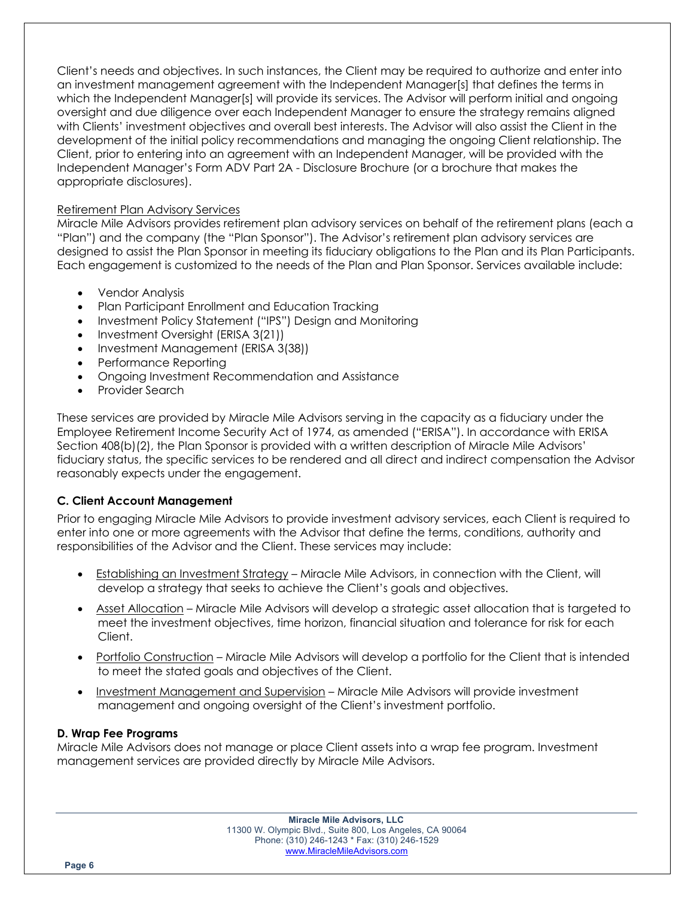Client's needs and objectives. In such instances, the Client may be required to authorize and enter into an investment management agreement with the Independent Manager[s] that defines the terms in which the Independent Manager[s] will provide its services. The Advisor will perform initial and ongoing oversight and due diligence over each Independent Manager to ensure the strategy remains aligned with Clients' investment objectives and overall best interests. The Advisor will also assist the Client in the development of the initial policy recommendations and managing the ongoing Client relationship. The Client, prior to entering into an agreement with an Independent Manager, will be provided with the Independent Manager's Form ADV Part 2A - Disclosure Brochure (or a brochure that makes the appropriate disclosures).

Retirement Plan Advisory Services

Miracle Mile Advisors provides retirement plan advisory services on behalf of the retirement plans (each a "Plan") and the company (the "Plan Sponsor"). The Advisor's retirement plan advisory services are designed to assist the Plan Sponsor in meeting its fiduciary obligations to the Plan and its Plan Participants. Each engagement is customized to the needs of the Plan and Plan Sponsor. Services available include:

- Vendor Analysis
- Plan Participant Enrollment and Education Tracking
- Investment Policy Statement ("IPS") Design and Monitoring
- Investment Oversight (ERISA 3(21))
- Investment Management (ERISA 3(38))
- Performance Reporting
- Ongoing Investment Recommendation and Assistance
- Provider Search

These services are provided by Miracle Mile Advisors serving in the capacity as a fiduciary under the Employee Retirement Income Security Act of 1974, as amended ("ERISA"). In accordance with ERISA Section 408(b)(2), the Plan Sponsor is provided with a written description of Miracle Mile Advisors' fiduciary status, the specific services to be rendered and all direct and indirect compensation the Advisor reasonably expects under the engagement.

### C. Client Account Management

Prior to engaging Miracle Mile Advisors to provide investment advisory services, each Client is required to enter into one or more agreements with the Advisor that define the terms, conditions, authority and responsibilities of the Advisor and the Client. These services may include:

- Establishing an Investment Strategy – Miracle Mile Advisors, in connection with the Client, will develop a strategy that seeks to achieve the Client's goals and objectives.
- Asset Allocation – Miracle Mile Advisors will develop a strategic asset allocation that is targeted to meet the investment objectives, time horizon, financial situation and tolerance for risk for each Client.
- Portfolio Construction – Miracle Mile Advisors will develop a portfolio for the Client that is intended to meet the stated goals and objectives of the Client.
- Investment Management and Supervision – Miracle Mile Advisors will provide investment management and ongoing oversight of the Client's investment portfolio.

### D. Wrap Fee Programs

Miracle Mile Advisors does not manage or place Client assets into a wrap fee program. Investment management services are provided directly by Miracle Mile Advisors.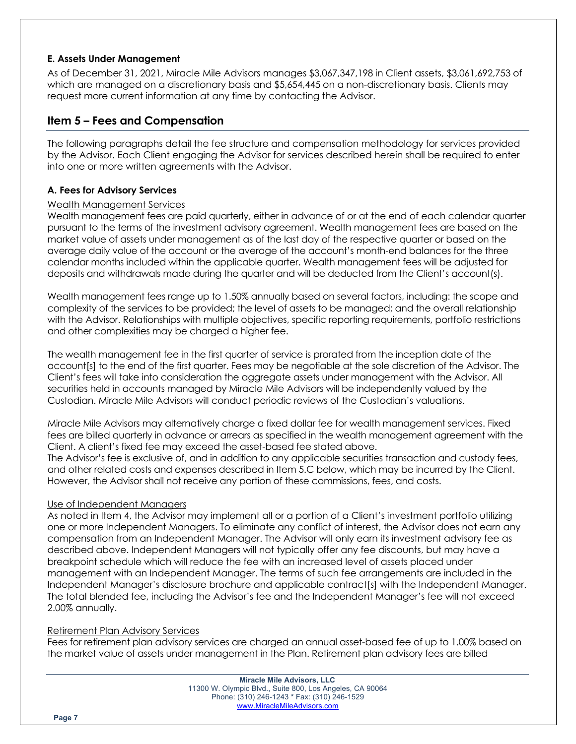### E. Assets Under Management

As of December 31, 2021, Miracle Mile Advisors manages $3,067,347,198 in Client assets, $3,061,692,753 of which are managed on a discretionary basis and $5,654,445 on a non-discretionary basis. Clients may request more current information at any time by contacting the Advisor.

## Item 5 – Fees and Compensation

The following paragraphs detail the fee structure and compensation methodology for services provided by the Advisor. Each Client engaging the Advisor for services described herein shall be required to enter into one or more written agreements with the Advisor.

### A. Fees for Advisory Services

Wealth Management Services

Wealth management fees are paid quarterly, either in advance of or at the end of each calendar quarter pursuant to the terms of the investment advisory agreement. Wealth management fees are based on the market value of assets under management as of the last day of the respective quarter or based on the average daily value of the account or the average of the account's month-end balances for the three calendar months included within the applicable quarter. Wealth management fees will be adjusted for deposits and withdrawals made during the quarter and will be deducted from the Client's account(s).

Wealth management fees range up to 1.50% annually based on several factors, including: the scope and complexity of the services to be provided; the level of assets to be managed; and the overall relationship with the Advisor. Relationships with multiple objectives, specific reporting requirements, portfolio restrictions and other complexities may be charged a higher fee.

The wealth management fee in the first quarter of service is prorated from the inception date of the account[s] to the end of the first quarter. Fees may be negotiable at the sole discretion of the Advisor. The Client's fees will take into consideration the aggregate assets under management with the Advisor. All securities held in accounts managed by Miracle Mile Advisors will be independently valued by the Custodian. Miracle Mile Advisors will conduct periodic reviews of the Custodian's valuations.

Miracle Mile Advisors may alternatively charge a fixed dollar fee for wealth management services. Fixed fees are billed quarterly in advance or arrears as specified in the wealth management agreement with the Client. A client's fixed fee may exceed the asset-based fee stated above.
The Advisor's fee is exclusive of, and in addition to any applicable securities transaction and custody fees, and other related costs and expenses described in Item 5.C below, which may be incurred by the Client. However, the Advisor shall not receive any portion of these commissions, fees, and costs.

Use of Independent Managers

As noted in Item 4, the Advisor may implement all or a portion of a Client's investment portfolio utilizing one or more Independent Managers. To eliminate any conflict of interest, the Advisor does not earn any compensation from an Independent Manager. The Advisor will only earn its investment advisory fee as described above. Independent Managers will not typically offer any fee discounts, but may have a breakpoint schedule which will reduce the fee with an increased level of assets placed under management with an Independent Manager. The terms of such fee arrangements are included in the Independent Manager's disclosure brochure and applicable contract[s] with the Independent Manager. The total blended fee, including the Advisor's fee and the Independent Manager's fee will not exceed 2.00% annually.

Retirement Plan Advisory Services

Fees for retirement plan advisory services are charged an annual asset-based fee of up to 1.00% based on the market value of assets under management in the Plan. Retirement plan advisory fees are billed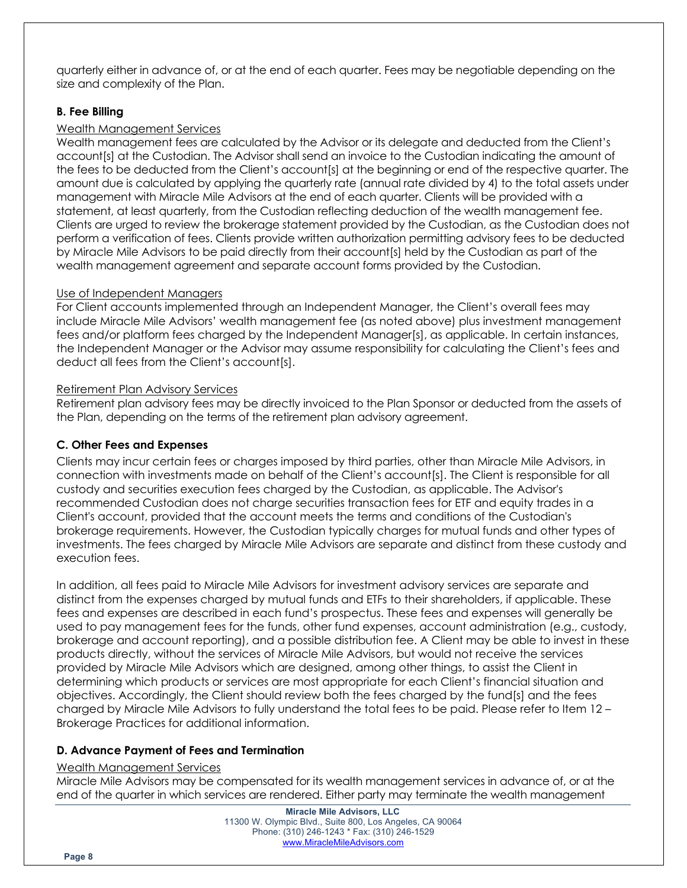quarterly either in advance of, or at the end of each quarter. Fees may be negotiable depending on the size and complexity of the Plan.

### B. Fee Billing

Wealth Management Services

Wealth management fees are calculated by the Advisor or its delegate and deducted from the Client's account[s] at the Custodian. The Advisor shall send an invoice to the Custodian indicating the amount of the fees to be deducted from the Client's account[s] at the beginning or end of the respective quarter. The amount due is calculated by applying the quarterly rate (annual rate divided by 4) to the total assets under management with Miracle Mile Advisors at the end of each quarter. Clients will be provided with a statement, at least quarterly, from the Custodian reflecting deduction of the wealth management fee. Clients are urged to review the brokerage statement provided by the Custodian, as the Custodian does not perform a verification of fees. Clients provide written authorization permitting advisory fees to be deducted by Miracle Mile Advisors to be paid directly from their account[s] held by the Custodian as part of the wealth management agreement and separate account forms provided by the Custodian.

Use of Independent Managers

For Client accounts implemented through an Independent Manager, the Client's overall fees may include Miracle Mile Advisors' wealth management fee (as noted above) plus investment management fees and/or platform fees charged by the Independent Manager[s], as applicable. In certain instances, the Independent Manager or the Advisor may assume responsibility for calculating the Client's fees and deduct all fees from the Client's account[s].

Retirement Plan Advisory Services

Retirement plan advisory fees may be directly invoiced to the Plan Sponsor or deducted from the assets of the Plan, depending on the terms of the retirement plan advisory agreement.

### C. Other Fees and Expenses

Clients may incur certain fees or charges imposed by third parties, other than Miracle Mile Advisors, in connection with investments made on behalf of the Client's account[s]. The Client is responsible for all custody and securities execution fees charged by the Custodian, as applicable. The Advisor's recommended Custodian does not charge securities transaction fees for ETF and equity trades in a Client's account, provided that the account meets the terms and conditions of the Custodian's brokerage requirements. However, the Custodian typically charges for mutual funds and other types of investments. The fees charged by Miracle Mile Advisors are separate and distinct from these custody and execution fees.

In addition, all fees paid to Miracle Mile Advisors for investment advisory services are separate and distinct from the expenses charged by mutual funds and ETFs to their shareholders, if applicable. These fees and expenses are described in each fund's prospectus. These fees and expenses will generally be used to pay management fees for the funds, other fund expenses, account administration (e.g., custody, brokerage and account reporting), and a possible distribution fee. A Client may be able to invest in these products directly, without the services of Miracle Mile Advisors, but would not receive the services provided by Miracle Mile Advisors which are designed, among other things, to assist the Client in determining which products or services are most appropriate for each Client's financial situation and objectives. Accordingly, the Client should review both the fees charged by the fund[s] and the fees charged by Miracle Mile Advisors to fully understand the total fees to be paid. Please refer to Item 12 – Brokerage Practices for additional information.

### D. Advance Payment of Fees and Termination

Wealth Management Services

Miracle Mile Advisors may be compensated for its wealth management services in advance of, or at the end of the quarter in which services are rendered. Either party may terminate the wealth management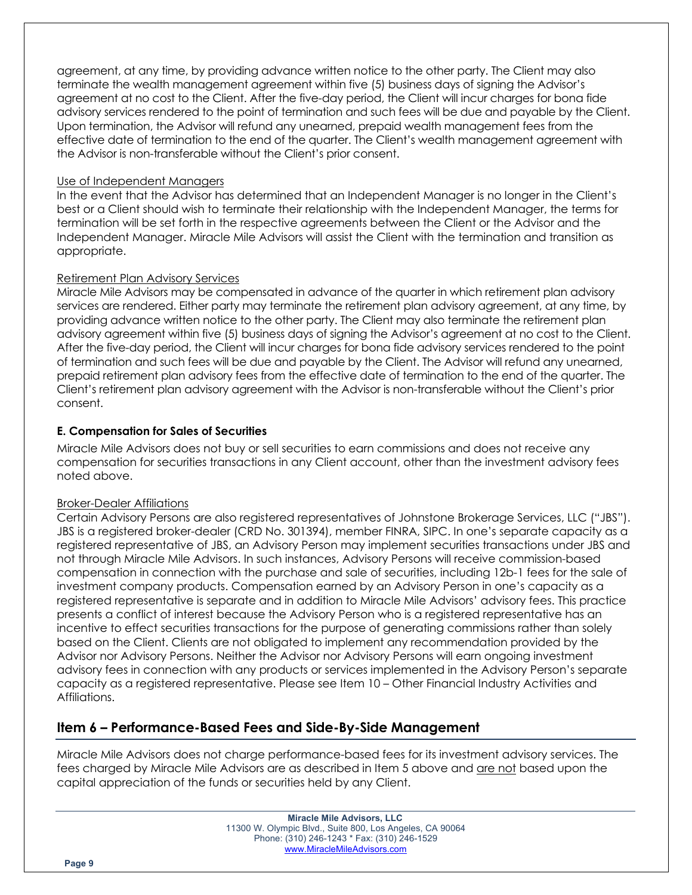agreement, at any time, by providing advance written notice to the other party. The Client may also terminate the wealth management agreement within five (5) business days of signing the Advisor's agreement at no cost to the Client. After the five-day period, the Client will incur charges for bona fide advisory services rendered to the point of termination and such fees will be due and payable by the Client. Upon termination, the Advisor will refund any unearned, prepaid wealth management fees from the effective date of termination to the end of the quarter. The Client's wealth management agreement with the Advisor is non-transferable without the Client's prior consent.

Use of Independent Managers

In the event that the Advisor has determined that an Independent Manager is no longer in the Client's best or a Client should wish to terminate their relationship with the Independent Manager, the terms for termination will be set forth in the respective agreements between the Client or the Advisor and the Independent Manager. Miracle Mile Advisors will assist the Client with the termination and transition as appropriate.

Retirement Plan Advisory Services

Miracle Mile Advisors may be compensated in advance of the quarter in which retirement plan advisory services are rendered. Either party may terminate the retirement plan advisory agreement, at any time, by providing advance written notice to the other party. The Client may also terminate the retirement plan advisory agreement within five (5) business days of signing the Advisor's agreement at no cost to the Client. After the five-day period, the Client will incur charges for bona fide advisory services rendered to the point of termination and such fees will be due and payable by the Client. The Advisor will refund any unearned, prepaid retirement plan advisory fees from the effective date of termination to the end of the quarter. The Client's retirement plan advisory agreement with the Advisor is non-transferable without the Client's prior consent.

**E. Compensation for Sales of Securities**

Miracle Mile Advisors does not buy or sell securities to earn commissions and does not receive any compensation for securities transactions in any Client account, other than the investment advisory fees noted above.

Broker-Dealer Affiliations

Certain Advisory Persons are also registered representatives of Johnstone Brokerage Services, LLC ("JBS"). JBS is a registered broker-dealer (CRD No. 301394), member FINRA, SIPC. In one's separate capacity as a registered representative of JBS, an Advisory Person may implement securities transactions under JBS and not through Miracle Mile Advisors. In such instances, Advisory Persons will receive commission-based compensation in connection with the purchase and sale of securities, including 12b-1 fees for the sale of investment company products. Compensation earned by an Advisory Person in one's capacity as a registered representative is separate and in addition to Miracle Mile Advisors' advisory fees. This practice presents a conflict of interest because the Advisory Person who is a registered representative has an incentive to effect securities transactions for the purpose of generating commissions rather than solely based on the Client. Clients are not obligated to implement any recommendation provided by the Advisor nor Advisory Persons. Neither the Advisor nor Advisory Persons will earn ongoing investment advisory fees in connection with any products or services implemented in the Advisory Person's separate capacity as a registered representative. Please see Item 10 – Other Financial Industry Activities and Affiliations.

## Item 6 – Performance-Based Fees and Side-By-Side Management

Miracle Mile Advisors does not charge performance-based fees for its investment advisory services. The fees charged by Miracle Mile Advisors are as described in Item 5 above and are not based upon the capital appreciation of the funds or securities held by any Client.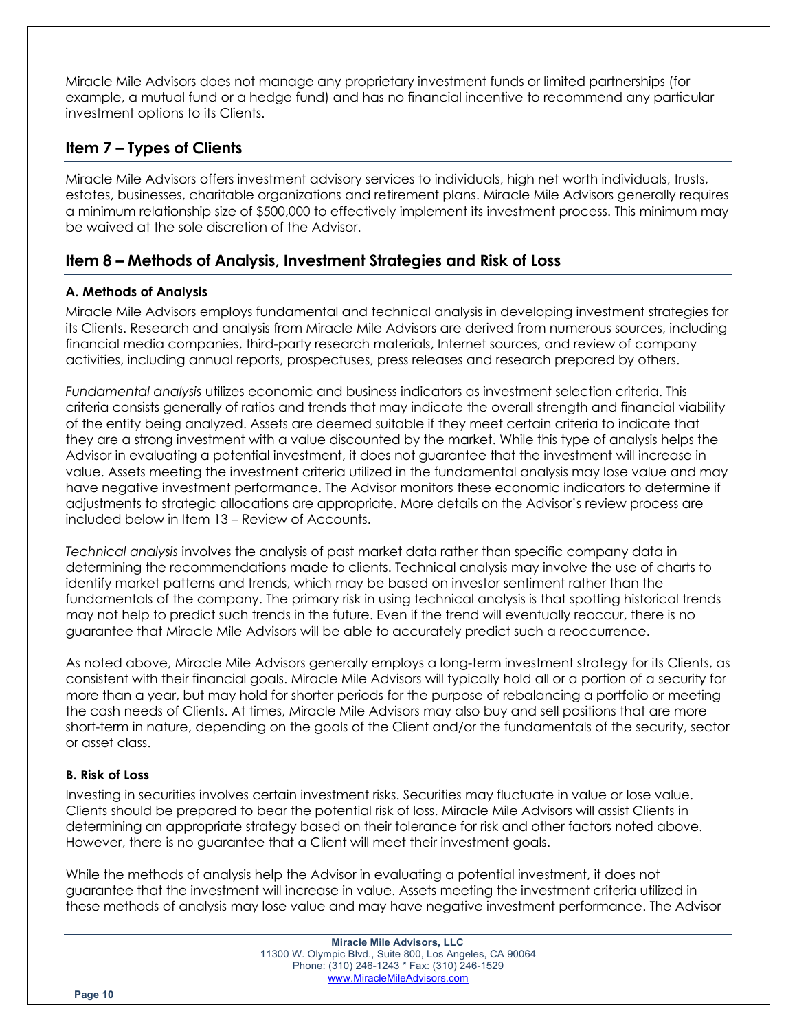Miracle Mile Advisors does not manage any proprietary investment funds or limited partnerships (for example, a mutual fund or a hedge fund) and has no financial incentive to recommend any particular investment options to its Clients.

## Item 7 – Types of Clients

Miracle Mile Advisors offers investment advisory services to individuals, high net worth individuals, trusts, estates, businesses, charitable organizations and retirement plans. Miracle Mile Advisors generally requires a minimum relationship size of $500,000 to effectively implement its investment process. This minimum may be waived at the sole discretion of the Advisor.

## Item 8 – Methods of Analysis, Investment Strategies and Risk of Loss

### A. Methods of Analysis

Miracle Mile Advisors employs fundamental and technical analysis in developing investment strategies for its Clients. Research and analysis from Miracle Mile Advisors are derived from numerous sources, including financial media companies, third-party research materials, Internet sources, and review of company activities, including annual reports, prospectuses, press releases and research prepared by others.

*Fundamental analysis* utilizes economic and business indicators as investment selection criteria. This criteria consists generally of ratios and trends that may indicate the overall strength and financial viability of the entity being analyzed. Assets are deemed suitable if they meet certain criteria to indicate that they are a strong investment with a value discounted by the market. While this type of analysis helps the Advisor in evaluating a potential investment, it does not guarantee that the investment will increase in value. Assets meeting the investment criteria utilized in the fundamental analysis may lose value and may have negative investment performance. The Advisor monitors these economic indicators to determine if adjustments to strategic allocations are appropriate. More details on the Advisor's review process are included below in Item 13 – Review of Accounts.

*Technical analysis* involves the analysis of past market data rather than specific company data in determining the recommendations made to clients. Technical analysis may involve the use of charts to identify market patterns and trends, which may be based on investor sentiment rather than the fundamentals of the company. The primary risk in using technical analysis is that spotting historical trends may not help to predict such trends in the future. Even if the trend will eventually reoccur, there is no guarantee that Miracle Mile Advisors will be able to accurately predict such a reoccurrence.

As noted above, Miracle Mile Advisors generally employs a long-term investment strategy for its Clients, as consistent with their financial goals. Miracle Mile Advisors will typically hold all or a portion of a security for more than a year, but may hold for shorter periods for the purpose of rebalancing a portfolio or meeting the cash needs of Clients. At times, Miracle Mile Advisors may also buy and sell positions that are more short-term in nature, depending on the goals of the Client and/or the fundamentals of the security, sector or asset class.

### B. Risk of Loss

Investing in securities involves certain investment risks. Securities may fluctuate in value or lose value. Clients should be prepared to bear the potential risk of loss. Miracle Mile Advisors will assist Clients in determining an appropriate strategy based on their tolerance for risk and other factors noted above. However, there is no guarantee that a Client will meet their investment goals.

While the methods of analysis help the Advisor in evaluating a potential investment, it does not guarantee that the investment will increase in value. Assets meeting the investment criteria utilized in these methods of analysis may lose value and may have negative investment performance. The Advisor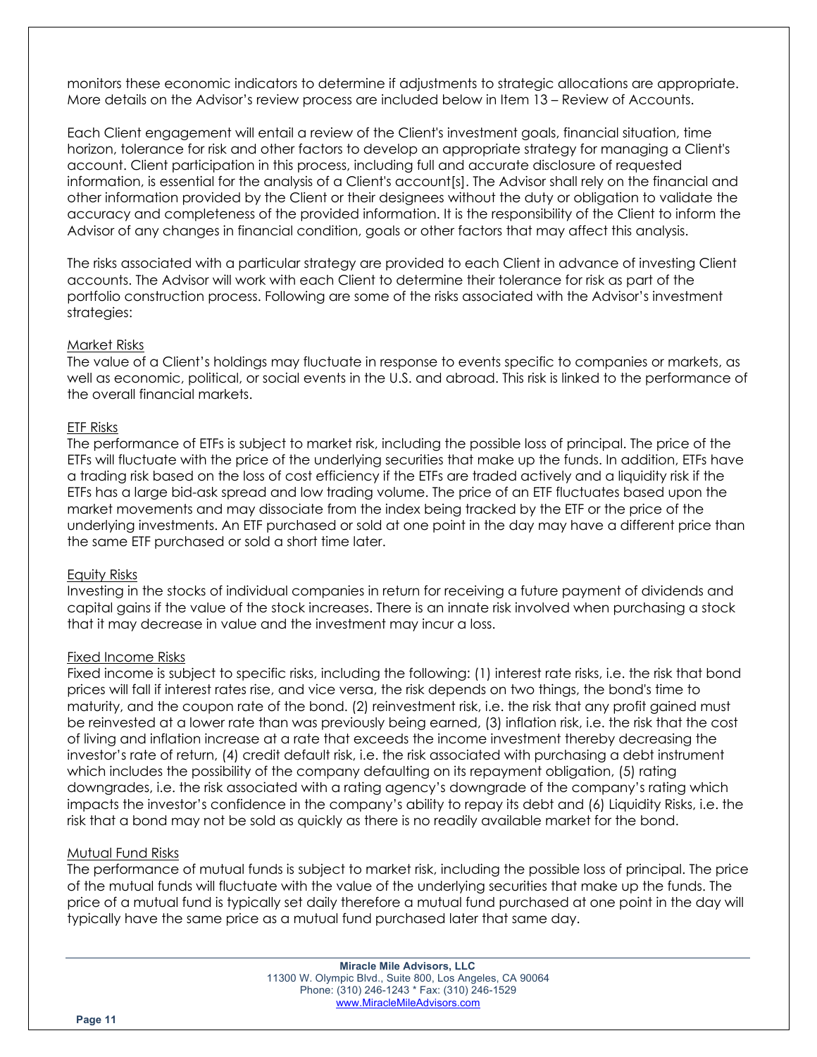monitors these economic indicators to determine if adjustments to strategic allocations are appropriate. More details on the Advisor's review process are included below in Item 13 – Review of Accounts.

Each Client engagement will entail a review of the Client's investment goals, financial situation, time horizon, tolerance for risk and other factors to develop an appropriate strategy for managing a Client's account. Client participation in this process, including full and accurate disclosure of requested information, is essential for the analysis of a Client's account[s]. The Advisor shall rely on the financial and other information provided by the Client or their designees without the duty or obligation to validate the accuracy and completeness of the provided information. It is the responsibility of the Client to inform the Advisor of any changes in financial condition, goals or other factors that may affect this analysis.

The risks associated with a particular strategy are provided to each Client in advance of investing Client accounts. The Advisor will work with each Client to determine their tolerance for risk as part of the portfolio construction process. Following are some of the risks associated with the Advisor's investment strategies:

Market Risks
The value of a Client's holdings may fluctuate in response to events specific to companies or markets, as well as economic, political, or social events in the U.S. and abroad. This risk is linked to the performance of the overall financial markets.

ETF Risks
The performance of ETFs is subject to market risk, including the possible loss of principal. The price of the ETFs will fluctuate with the price of the underlying securities that make up the funds. In addition, ETFs have a trading risk based on the loss of cost efficiency if the ETFs are traded actively and a liquidity risk if the ETFs has a large bid-ask spread and low trading volume. The price of an ETF fluctuates based upon the market movements and may dissociate from the index being tracked by the ETF or the price of the underlying investments. An ETF purchased or sold at one point in the day may have a different price than the same ETF purchased or sold a short time later.

Equity Risks
Investing in the stocks of individual companies in return for receiving a future payment of dividends and capital gains if the value of the stock increases. There is an innate risk involved when purchasing a stock that it may decrease in value and the investment may incur a loss.

Fixed Income Risks
Fixed income is subject to specific risks, including the following: (1) interest rate risks, i.e. the risk that bond prices will fall if interest rates rise, and vice versa, the risk depends on two things, the bond's time to maturity, and the coupon rate of the bond. (2) reinvestment risk, i.e. the risk that any profit gained must be reinvested at a lower rate than was previously being earned, (3) inflation risk, i.e. the risk that the cost of living and inflation increase at a rate that exceeds the income investment thereby decreasing the investor's rate of return, (4) credit default risk, i.e. the risk associated with purchasing a debt instrument which includes the possibility of the company defaulting on its repayment obligation, (5) rating downgrades, i.e. the risk associated with a rating agency's downgrade of the company's rating which impacts the investor's confidence in the company's ability to repay its debt and (6) Liquidity Risks, i.e. the risk that a bond may not be sold as quickly as there is no readily available market for the bond.

Mutual Fund Risks
The performance of mutual funds is subject to market risk, including the possible loss of principal. The price of the mutual funds will fluctuate with the value of the underlying securities that make up the funds. The price of a mutual fund is typically set daily therefore a mutual fund purchased at one point in the day will typically have the same price as a mutual fund purchased later that same day.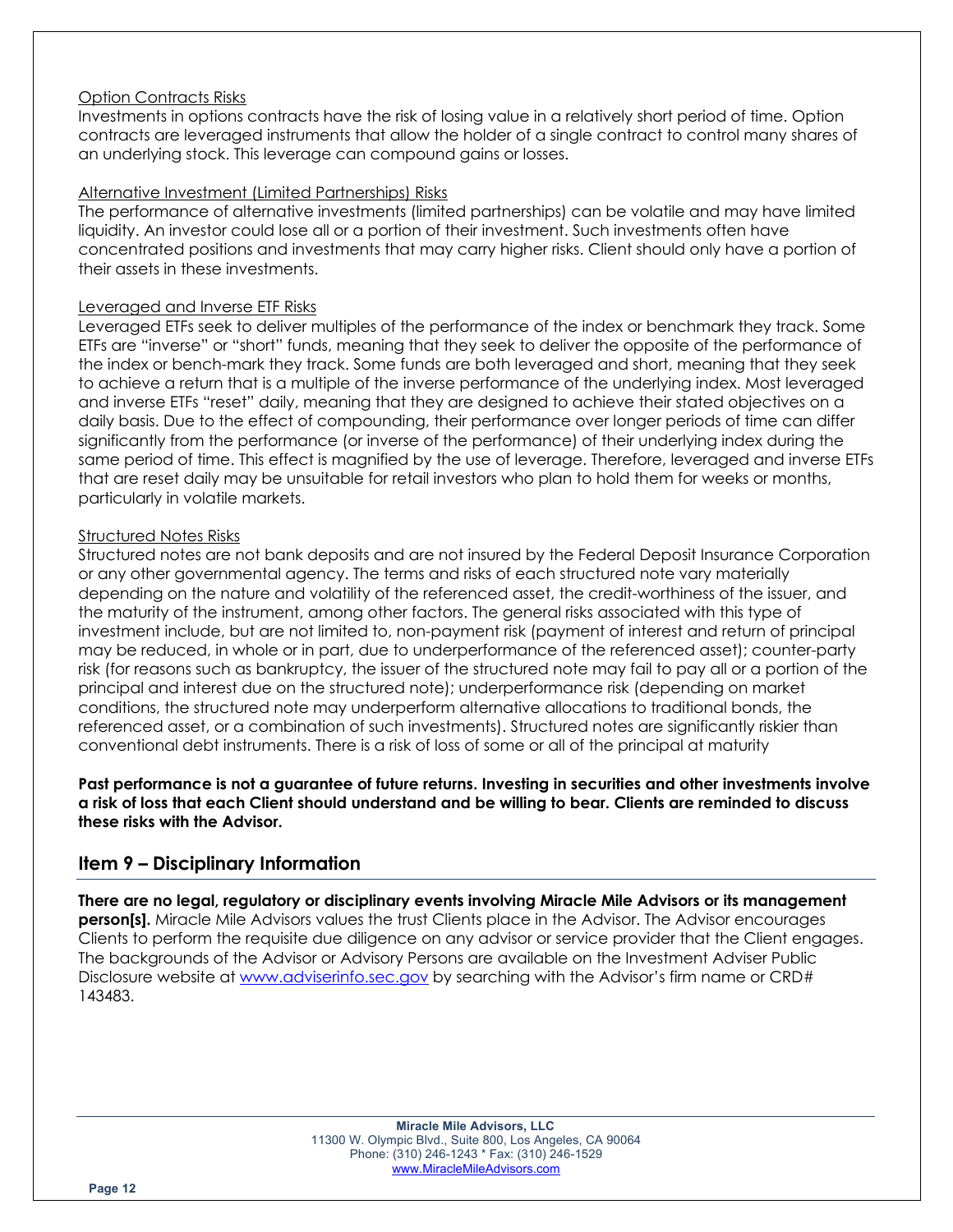Option Contracts Risks

Investments in options contracts have the risk of losing value in a relatively short period of time. Option contracts are leveraged instruments that allow the holder of a single contract to control many shares of an underlying stock. This leverage can compound gains or losses.

Alternative Investment (Limited Partnerships) Risks

The performance of alternative investments (limited partnerships) can be volatile and may have limited liquidity. An investor could lose all or a portion of their investment. Such investments often have concentrated positions and investments that may carry higher risks. Client should only have a portion of their assets in these investments.

Leveraged and Inverse ETF Risks

Leveraged ETFs seek to deliver multiples of the performance of the index or benchmark they track. Some ETFs are "inverse" or "short" funds, meaning that they seek to deliver the opposite of the performance of the index or bench-mark they track. Some funds are both leveraged and short, meaning that they seek to achieve a return that is a multiple of the inverse performance of the underlying index. Most leveraged and inverse ETFs "reset" daily, meaning that they are designed to achieve their stated objectives on a daily basis. Due to the effect of compounding, their performance over longer periods of time can differ significantly from the performance (or inverse of the performance) of their underlying index during the same period of time. This effect is magnified by the use of leverage. Therefore, leveraged and inverse ETFs that are reset daily may be unsuitable for retail investors who plan to hold them for weeks or months, particularly in volatile markets.

Structured Notes Risks

Structured notes are not bank deposits and are not insured by the Federal Deposit Insurance Corporation or any other governmental agency. The terms and risks of each structured note vary materially depending on the nature and volatility of the referenced asset, the credit-worthiness of the issuer, and the maturity of the instrument, among other factors. The general risks associated with this type of investment include, but are not limited to, non-payment risk (payment of interest and return of principal may be reduced, in whole or in part, due to underperformance of the referenced asset); counter-party risk (for reasons such as bankruptcy, the issuer of the structured note may fail to pay all or a portion of the principal and interest due on the structured note); underperformance risk (depending on market conditions, the structured note may underperform alternative allocations to traditional bonds, the referenced asset, or a combination of such investments). Structured notes are significantly riskier than conventional debt instruments. There is a risk of loss of some or all of the principal at maturity

**Past performance is not a guarantee of future returns. Investing in securities and other investments involve a risk of loss that each Client should understand and be willing to bear. Clients are reminded to discuss these risks with the Advisor.**

## Item 9 – Disciplinary Information

**There are no legal, regulatory or disciplinary events involving Miracle Mile Advisors or its management person[s].** Miracle Mile Advisors values the trust Clients place in the Advisor. The Advisor encourages Clients to perform the requisite due diligence on any advisor or service provider that the Client engages. The backgrounds of the Advisor or Advisory Persons are available on the Investment Adviser Public Disclosure website at www.adviserinfo.sec.gov by searching with the Advisor's firm name or CRD# 143483.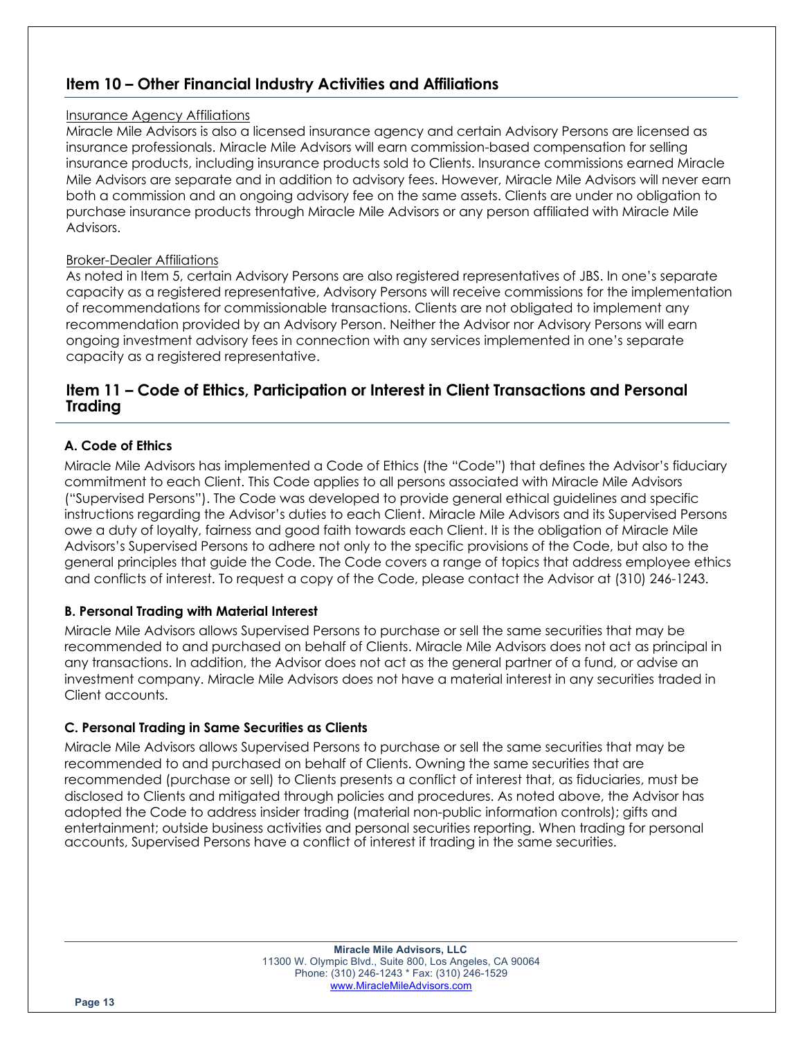## Item 10 – Other Financial Industry Activities and Affiliations

Insurance Agency Affiliations

Miracle Mile Advisors is also a licensed insurance agency and certain Advisory Persons are licensed as insurance professionals. Miracle Mile Advisors will earn commission-based compensation for selling insurance products, including insurance products sold to Clients. Insurance commissions earned Miracle Mile Advisors are separate and in addition to advisory fees. However, Miracle Mile Advisors will never earn both a commission and an ongoing advisory fee on the same assets. Clients are under no obligation to purchase insurance products through Miracle Mile Advisors or any person affiliated with Miracle Mile Advisors.

Broker-Dealer Affiliations

As noted in Item 5, certain Advisory Persons are also registered representatives of JBS. In one's separate capacity as a registered representative, Advisory Persons will receive commissions for the implementation of recommendations for commissionable transactions. Clients are not obligated to implement any recommendation provided by an Advisory Person. Neither the Advisor nor Advisory Persons will earn ongoing investment advisory fees in connection with any services implemented in one's separate capacity as a registered representative.

## Item 11 – Code of Ethics, Participation or Interest in Client Transactions and Personal Trading

### A. Code of Ethics

Miracle Mile Advisors has implemented a Code of Ethics (the "Code") that defines the Advisor's fiduciary commitment to each Client. This Code applies to all persons associated with Miracle Mile Advisors ("Supervised Persons"). The Code was developed to provide general ethical guidelines and specific instructions regarding the Advisor's duties to each Client. Miracle Mile Advisors and its Supervised Persons owe a duty of loyalty, fairness and good faith towards each Client. It is the obligation of Miracle Mile Advisors's Supervised Persons to adhere not only to the specific provisions of the Code, but also to the general principles that guide the Code. The Code covers a range of topics that address employee ethics and conflicts of interest. To request a copy of the Code, please contact the Advisor at (310) 246-1243.

### B. Personal Trading with Material Interest

Miracle Mile Advisors allows Supervised Persons to purchase or sell the same securities that may be recommended to and purchased on behalf of Clients. Miracle Mile Advisors does not act as principal in any transactions. In addition, the Advisor does not act as the general partner of a fund, or advise an investment company. Miracle Mile Advisors does not have a material interest in any securities traded in Client accounts.

### C. Personal Trading in Same Securities as Clients

Miracle Mile Advisors allows Supervised Persons to purchase or sell the same securities that may be recommended to and purchased on behalf of Clients. Owning the same securities that are recommended (purchase or sell) to Clients presents a conflict of interest that, as fiduciaries, must be disclosed to Clients and mitigated through policies and procedures. As noted above, the Advisor has adopted the Code to address insider trading (material non-public information controls); gifts and entertainment; outside business activities and personal securities reporting. When trading for personal accounts, Supervised Persons have a conflict of interest if trading in the same securities.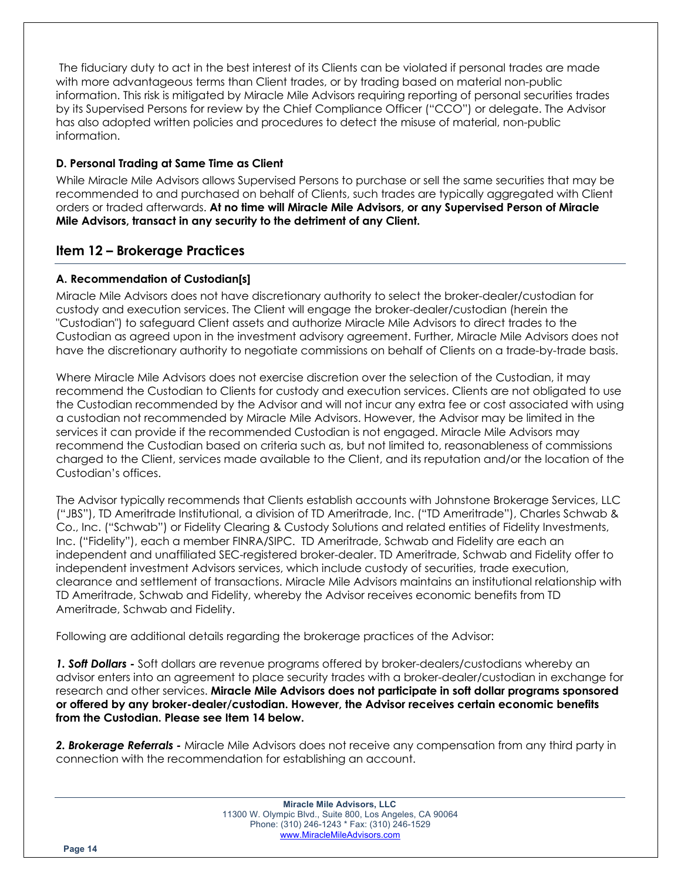The fiduciary duty to act in the best interest of its Clients can be violated if personal trades are made with more advantageous terms than Client trades, or by trading based on material non-public information. This risk is mitigated by Miracle Mile Advisors requiring reporting of personal securities trades by its Supervised Persons for review by the Chief Compliance Officer ("CCO") or delegate. The Advisor has also adopted written policies and procedures to detect the misuse of material, non-public information.

### D. Personal Trading at Same Time as Client

While Miracle Mile Advisors allows Supervised Persons to purchase or sell the same securities that may be recommended to and purchased on behalf of Clients, such trades are typically aggregated with Client orders or traded afterwards. **At no time will Miracle Mile Advisors, or any Supervised Person of Miracle Mile Advisors, transact in any security to the detriment of any Client.**

## Item 12 – Brokerage Practices

### A. Recommendation of Custodian[s]

Miracle Mile Advisors does not have discretionary authority to select the broker-dealer/custodian for custody and execution services. The Client will engage the broker-dealer/custodian (herein the "Custodian") to safeguard Client assets and authorize Miracle Mile Advisors to direct trades to the Custodian as agreed upon in the investment advisory agreement. Further, Miracle Mile Advisors does not have the discretionary authority to negotiate commissions on behalf of Clients on a trade-by-trade basis.

Where Miracle Mile Advisors does not exercise discretion over the selection of the Custodian, it may recommend the Custodian to Clients for custody and execution services. Clients are not obligated to use the Custodian recommended by the Advisor and will not incur any extra fee or cost associated with using a custodian not recommended by Miracle Mile Advisors. However, the Advisor may be limited in the services it can provide if the recommended Custodian is not engaged. Miracle Mile Advisors may recommend the Custodian based on criteria such as, but not limited to, reasonableness of commissions charged to the Client, services made available to the Client, and its reputation and/or the location of the Custodian's offices.

The Advisor typically recommends that Clients establish accounts with Johnstone Brokerage Services, LLC ("JBS"), TD Ameritrade Institutional, a division of TD Ameritrade, Inc. ("TD Ameritrade"), Charles Schwab & Co., Inc. ("Schwab") or Fidelity Clearing & Custody Solutions and related entities of Fidelity Investments, Inc. ("Fidelity"), each a member FINRA/SIPC. TD Ameritrade, Schwab and Fidelity are each an independent and unaffiliated SEC-registered broker-dealer. TD Ameritrade, Schwab and Fidelity offer to independent investment Advisors services, which include custody of securities, trade execution, clearance and settlement of transactions. Miracle Mile Advisors maintains an institutional relationship with TD Ameritrade, Schwab and Fidelity, whereby the Advisor receives economic benefits from TD Ameritrade, Schwab and Fidelity.

Following are additional details regarding the brokerage practices of the Advisor:

***1. Soft Dollars -*** Soft dollars are revenue programs offered by broker-dealers/custodians whereby an advisor enters into an agreement to place security trades with a broker-dealer/custodian in exchange for research and other services. **Miracle Mile Advisors does not participate in soft dollar programs sponsored or offered by any broker-dealer/custodian. However, the Advisor receives certain economic benefits from the Custodian. Please see Item 14 below.**

***2. Brokerage Referrals -*** Miracle Mile Advisors does not receive any compensation from any third party in connection with the recommendation for establishing an account.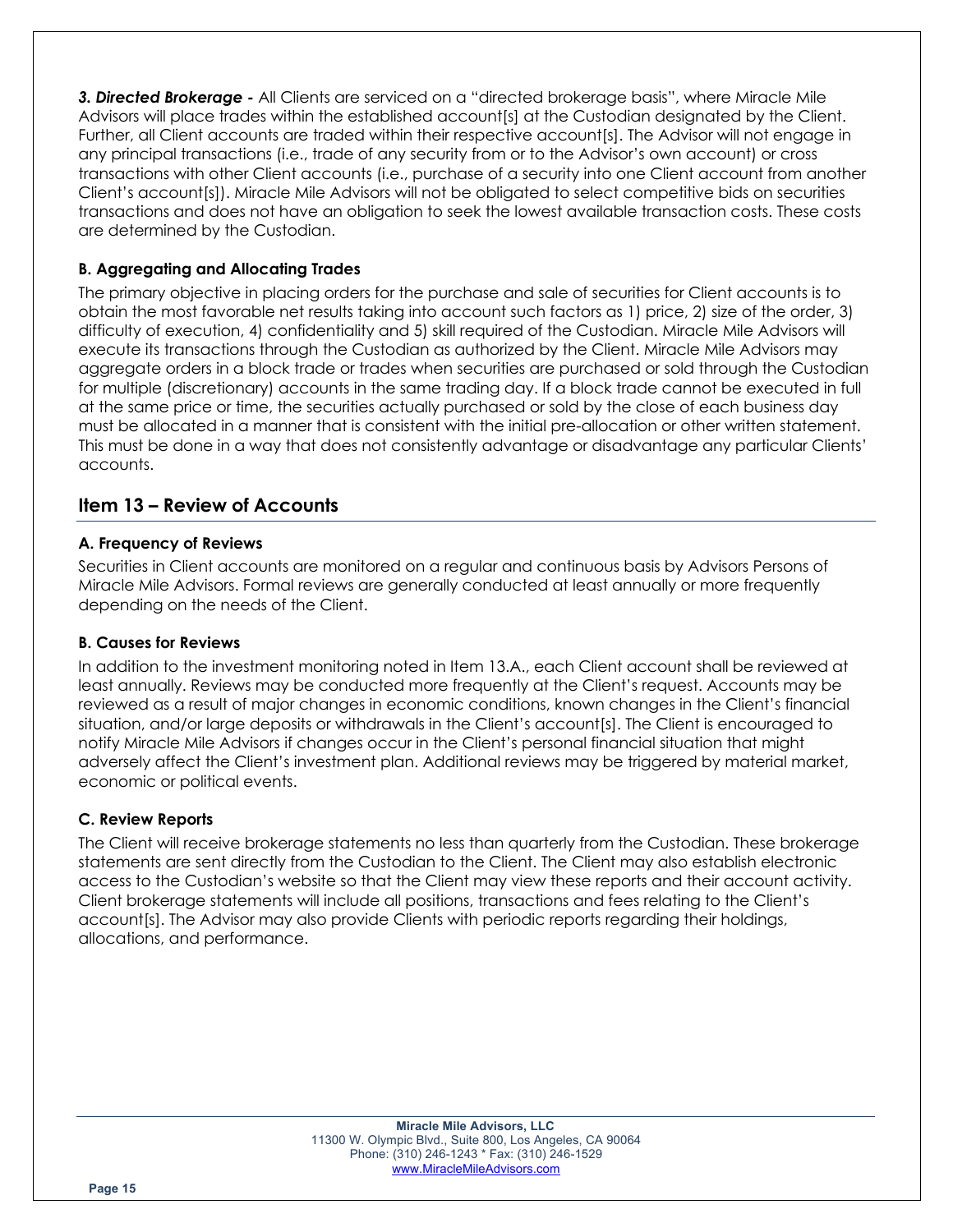***3. Directed Brokerage -*** All Clients are serviced on a "directed brokerage basis", where Miracle Mile Advisors will place trades within the established account[s] at the Custodian designated by the Client. Further, all Client accounts are traded within their respective account[s]. The Advisor will not engage in any principal transactions (i.e., trade of any security from or to the Advisor's own account) or cross transactions with other Client accounts (i.e., purchase of a security into one Client account from another Client's account[s]). Miracle Mile Advisors will not be obligated to select competitive bids on securities transactions and does not have an obligation to seek the lowest available transaction costs. These costs are determined by the Custodian.

### B. Aggregating and Allocating Trades

The primary objective in placing orders for the purchase and sale of securities for Client accounts is to obtain the most favorable net results taking into account such factors as 1) price, 2) size of the order, 3) difficulty of execution, 4) confidentiality and 5) skill required of the Custodian. Miracle Mile Advisors will execute its transactions through the Custodian as authorized by the Client. Miracle Mile Advisors may aggregate orders in a block trade or trades when securities are purchased or sold through the Custodian for multiple (discretionary) accounts in the same trading day. If a block trade cannot be executed in full at the same price or time, the securities actually purchased or sold by the close of each business day must be allocated in a manner that is consistent with the initial pre-allocation or other written statement. This must be done in a way that does not consistently advantage or disadvantage any particular Clients' accounts.

## Item 13 – Review of Accounts

### A. Frequency of Reviews

Securities in Client accounts are monitored on a regular and continuous basis by Advisors Persons of Miracle Mile Advisors. Formal reviews are generally conducted at least annually or more frequently depending on the needs of the Client.

### B. Causes for Reviews

In addition to the investment monitoring noted in Item 13.A., each Client account shall be reviewed at least annually. Reviews may be conducted more frequently at the Client's request. Accounts may be reviewed as a result of major changes in economic conditions, known changes in the Client's financial situation, and/or large deposits or withdrawals in the Client's account[s]. The Client is encouraged to notify Miracle Mile Advisors if changes occur in the Client's personal financial situation that might adversely affect the Client's investment plan. Additional reviews may be triggered by material market, economic or political events.

### C. Review Reports

The Client will receive brokerage statements no less than quarterly from the Custodian. These brokerage statements are sent directly from the Custodian to the Client. The Client may also establish electronic access to the Custodian's website so that the Client may view these reports and their account activity. Client brokerage statements will include all positions, transactions and fees relating to the Client's account[s]. The Advisor may also provide Clients with periodic reports regarding their holdings, allocations, and performance.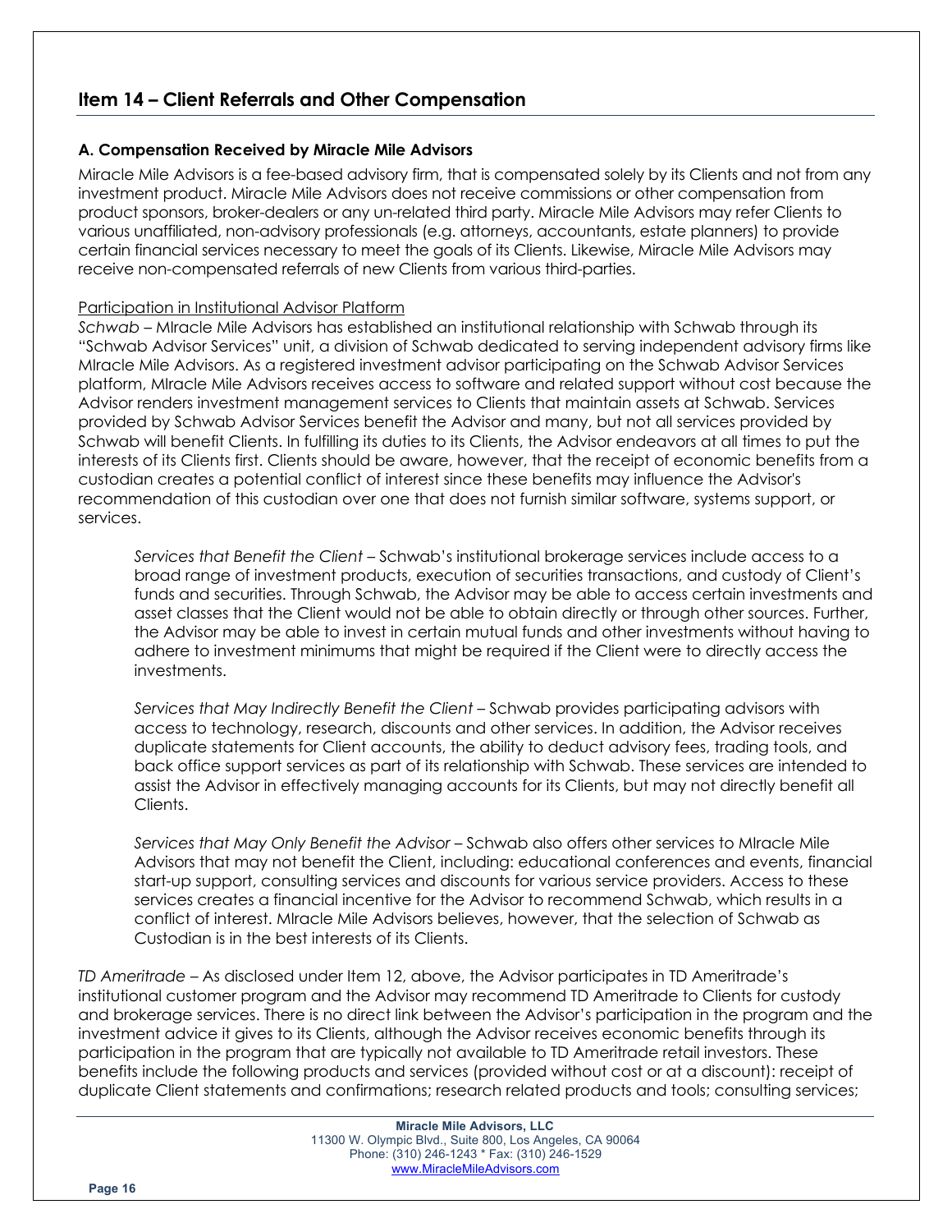## Item 14 – Client Referrals and Other Compensation

### A. Compensation Received by Miracle Mile Advisors

Miracle Mile Advisors is a fee-based advisory firm, that is compensated solely by its Clients and not from any investment product. Miracle Mile Advisors does not receive commissions or other compensation from product sponsors, broker-dealers or any un-related third party. Miracle Mile Advisors may refer Clients to various unaffiliated, non-advisory professionals (e.g. attorneys, accountants, estate planners) to provide certain financial services necessary to meet the goals of its Clients. Likewise, Miracle Mile Advisors may receive non-compensated referrals of new Clients from various third-parties.

Participation in Institutional Advisor Platform

*Schwab* – MIracle Mile Advisors has established an institutional relationship with Schwab through its "Schwab Advisor Services" unit, a division of Schwab dedicated to serving independent advisory firms like MIracle Mile Advisors. As a registered investment advisor participating on the Schwab Advisor Services platform, MIracle Mile Advisors receives access to software and related support without cost because the Advisor renders investment management services to Clients that maintain assets at Schwab. Services provided by Schwab Advisor Services benefit the Advisor and many, but not all services provided by Schwab will benefit Clients. In fulfilling its duties to its Clients, the Advisor endeavors at all times to put the interests of its Clients first. Clients should be aware, however, that the receipt of economic benefits from a custodian creates a potential conflict of interest since these benefits may influence the Advisor's recommendation of this custodian over one that does not furnish similar software, systems support, or services.

> *Services that Benefit the Client* – Schwab's institutional brokerage services include access to a broad range of investment products, execution of securities transactions, and custody of Client's funds and securities. Through Schwab, the Advisor may be able to access certain investments and asset classes that the Client would not be able to obtain directly or through other sources. Further, the Advisor may be able to invest in certain mutual funds and other investments without having to adhere to investment minimums that might be required if the Client were to directly access the investments.
>
> *Services that May Indirectly Benefit the Client* – Schwab provides participating advisors with access to technology, research, discounts and other services. In addition, the Advisor receives duplicate statements for Client accounts, the ability to deduct advisory fees, trading tools, and back office support services as part of its relationship with Schwab. These services are intended to assist the Advisor in effectively managing accounts for its Clients, but may not directly benefit all Clients.
>
> *Services that May Only Benefit the Advisor* – Schwab also offers other services to MIracle Mile Advisors that may not benefit the Client, including: educational conferences and events, financial start-up support, consulting services and discounts for various service providers. Access to these services creates a financial incentive for the Advisor to recommend Schwab, which results in a conflict of interest. MIracle Mile Advisors believes, however, that the selection of Schwab as Custodian is in the best interests of its Clients.

*TD Ameritrade* – As disclosed under Item 12, above, the Advisor participates in TD Ameritrade's institutional customer program and the Advisor may recommend TD Ameritrade to Clients for custody and brokerage services. There is no direct link between the Advisor's participation in the program and the investment advice it gives to its Clients, although the Advisor receives economic benefits through its participation in the program that are typically not available to TD Ameritrade retail investors. These benefits include the following products and services (provided without cost or at a discount): receipt of duplicate Client statements and confirmations; research related products and tools; consulting services;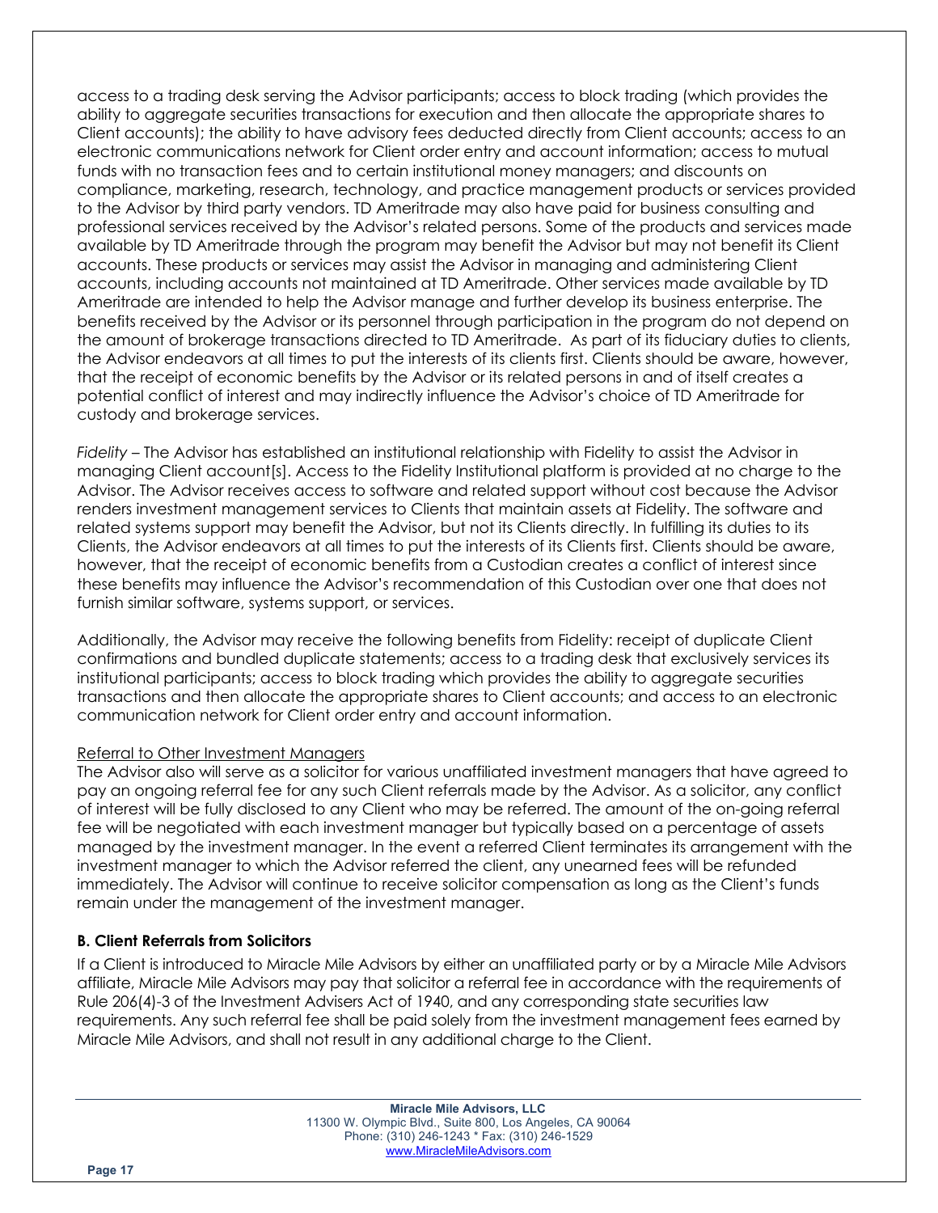access to a trading desk serving the Advisor participants; access to block trading (which provides the ability to aggregate securities transactions for execution and then allocate the appropriate shares to Client accounts); the ability to have advisory fees deducted directly from Client accounts; access to an electronic communications network for Client order entry and account information; access to mutual funds with no transaction fees and to certain institutional money managers; and discounts on compliance, marketing, research, technology, and practice management products or services provided to the Advisor by third party vendors. TD Ameritrade may also have paid for business consulting and professional services received by the Advisor's related persons. Some of the products and services made available by TD Ameritrade through the program may benefit the Advisor but may not benefit its Client accounts. These products or services may assist the Advisor in managing and administering Client accounts, including accounts not maintained at TD Ameritrade. Other services made available by TD Ameritrade are intended to help the Advisor manage and further develop its business enterprise. The benefits received by the Advisor or its personnel through participation in the program do not depend on the amount of brokerage transactions directed to TD Ameritrade. As part of its fiduciary duties to clients, the Advisor endeavors at all times to put the interests of its clients first. Clients should be aware, however, that the receipt of economic benefits by the Advisor or its related persons in and of itself creates a potential conflict of interest and may indirectly influence the Advisor's choice of TD Ameritrade for custody and brokerage services.

*Fidelity* – The Advisor has established an institutional relationship with Fidelity to assist the Advisor in managing Client account[s]. Access to the Fidelity Institutional platform is provided at no charge to the Advisor. The Advisor receives access to software and related support without cost because the Advisor renders investment management services to Clients that maintain assets at Fidelity. The software and related systems support may benefit the Advisor, but not its Clients directly. In fulfilling its duties to its Clients, the Advisor endeavors at all times to put the interests of its Clients first. Clients should be aware, however, that the receipt of economic benefits from a Custodian creates a conflict of interest since these benefits may influence the Advisor's recommendation of this Custodian over one that does not furnish similar software, systems support, or services.

Additionally, the Advisor may receive the following benefits from Fidelity: receipt of duplicate Client confirmations and bundled duplicate statements; access to a trading desk that exclusively services its institutional participants; access to block trading which provides the ability to aggregate securities transactions and then allocate the appropriate shares to Client accounts; and access to an electronic communication network for Client order entry and account information.

<u>Referral to Other Investment Managers</u>

The Advisor also will serve as a solicitor for various unaffiliated investment managers that have agreed to pay an ongoing referral fee for any such Client referrals made by the Advisor. As a solicitor, any conflict of interest will be fully disclosed to any Client who may be referred. The amount of the on-going referral fee will be negotiated with each investment manager but typically based on a percentage of assets managed by the investment manager. In the event a referred Client terminates its arrangement with the investment manager to which the Advisor referred the client, any unearned fees will be refunded immediately. The Advisor will continue to receive solicitor compensation as long as the Client's funds remain under the management of the investment manager.

### B. Client Referrals from Solicitors

If a Client is introduced to Miracle Mile Advisors by either an unaffiliated party or by a Miracle Mile Advisors affiliate, Miracle Mile Advisors may pay that solicitor a referral fee in accordance with the requirements of Rule 206(4)-3 of the Investment Advisers Act of 1940, and any corresponding state securities law requirements. Any such referral fee shall be paid solely from the investment management fees earned by Miracle Mile Advisors, and shall not result in any additional charge to the Client.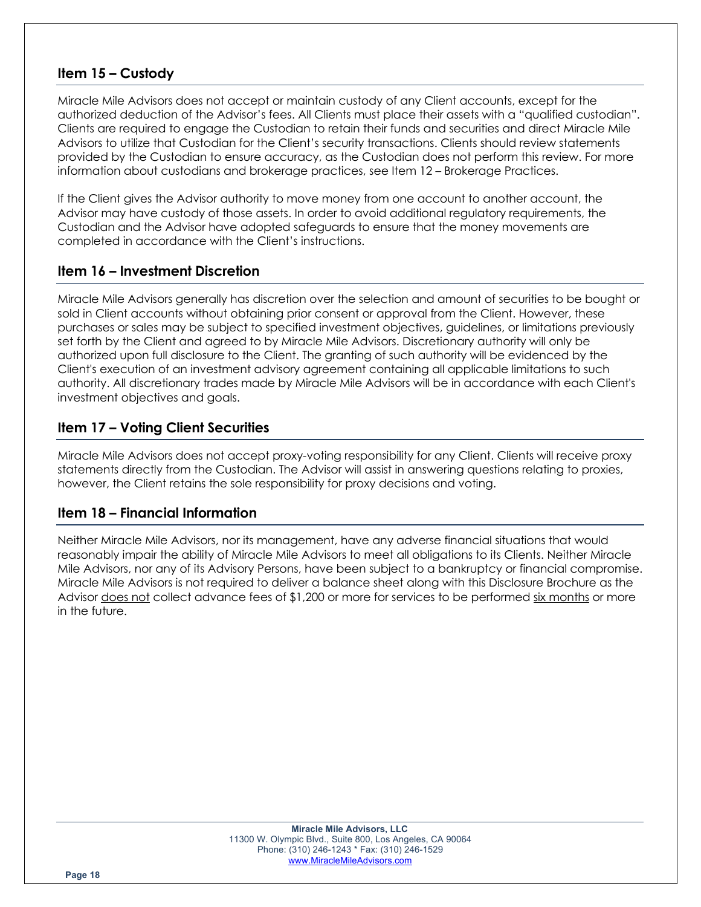## Item 15 – Custody

Miracle Mile Advisors does not accept or maintain custody of any Client accounts, except for the authorized deduction of the Advisor's fees. All Clients must place their assets with a "qualified custodian". Clients are required to engage the Custodian to retain their funds and securities and direct Miracle Mile Advisors to utilize that Custodian for the Client's security transactions. Clients should review statements provided by the Custodian to ensure accuracy, as the Custodian does not perform this review. For more information about custodians and brokerage practices, see Item 12 – Brokerage Practices.

If the Client gives the Advisor authority to move money from one account to another account, the Advisor may have custody of those assets. In order to avoid additional regulatory requirements, the Custodian and the Advisor have adopted safeguards to ensure that the money movements are completed in accordance with the Client's instructions.

## Item 16 – Investment Discretion

Miracle Mile Advisors generally has discretion over the selection and amount of securities to be bought or sold in Client accounts without obtaining prior consent or approval from the Client. However, these purchases or sales may be subject to specified investment objectives, guidelines, or limitations previously set forth by the Client and agreed to by Miracle Mile Advisors. Discretionary authority will only be authorized upon full disclosure to the Client. The granting of such authority will be evidenced by the Client's execution of an investment advisory agreement containing all applicable limitations to such authority. All discretionary trades made by Miracle Mile Advisors will be in accordance with each Client's investment objectives and goals.

## Item 17 – Voting Client Securities

Miracle Mile Advisors does not accept proxy-voting responsibility for any Client. Clients will receive proxy statements directly from the Custodian. The Advisor will assist in answering questions relating to proxies, however, the Client retains the sole responsibility for proxy decisions and voting.

## Item 18 – Financial Information

Neither Miracle Mile Advisors, nor its management, have any adverse financial situations that would reasonably impair the ability of Miracle Mile Advisors to meet all obligations to its Clients. Neither Miracle Mile Advisors, nor any of its Advisory Persons, have been subject to a bankruptcy or financial compromise. Miracle Mile Advisors is not required to deliver a balance sheet along with this Disclosure Brochure as the Advisor does not collect advance fees of $1,200 or more for services to be performed six months or more in the future.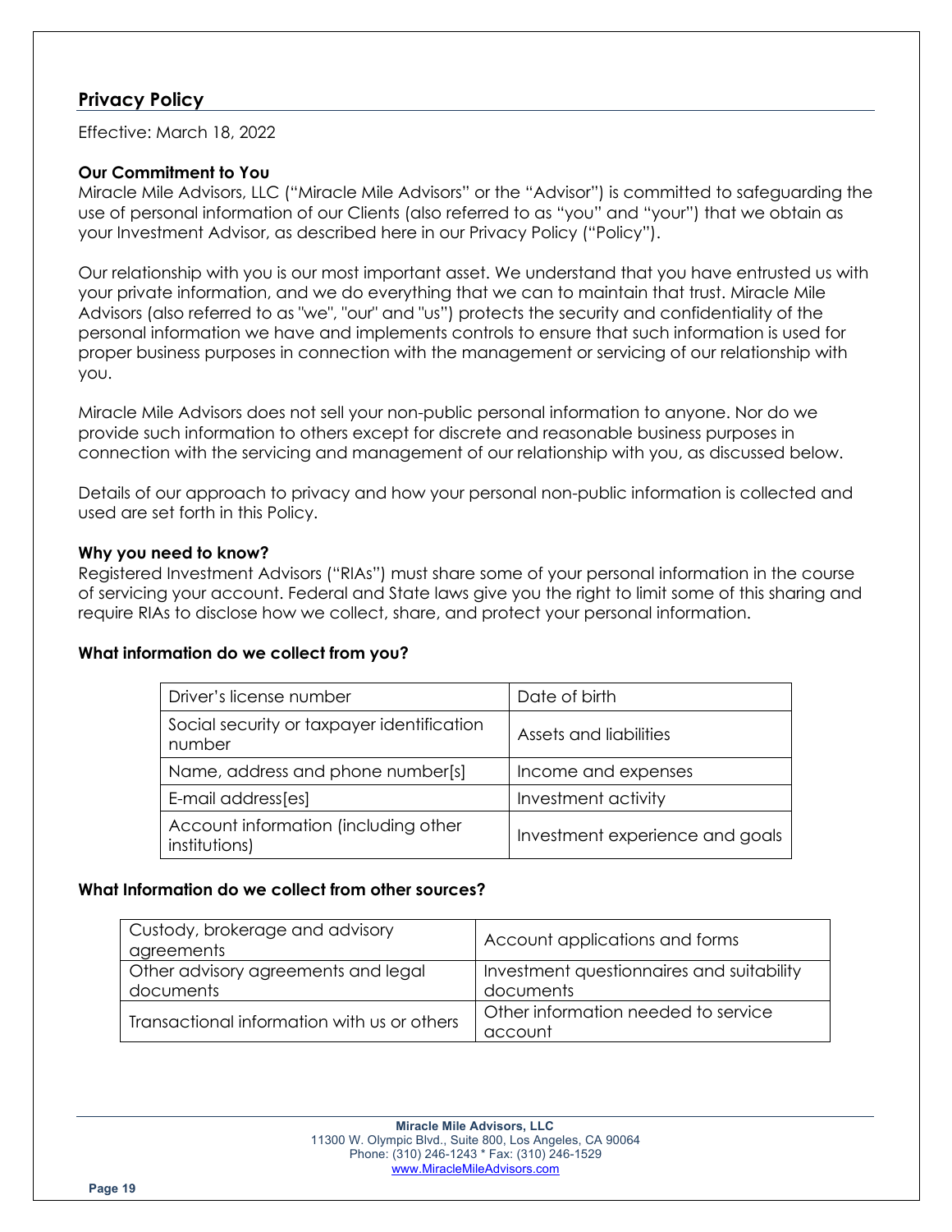## Privacy Policy

Effective: March 18, 2022

**Our Commitment to You**

Miracle Mile Advisors, LLC ("Miracle Mile Advisors" or the "Advisor") is committed to safeguarding the use of personal information of our Clients (also referred to as "you" and "your") that we obtain as your Investment Advisor, as described here in our Privacy Policy ("Policy").

Our relationship with you is our most important asset. We understand that you have entrusted us with your private information, and we do everything that we can to maintain that trust. Miracle Mile Advisors (also referred to as "we", "our" and "us") protects the security and confidentiality of the personal information we have and implements controls to ensure that such information is used for proper business purposes in connection with the management or servicing of our relationship with you.

Miracle Mile Advisors does not sell your non-public personal information to anyone. Nor do we provide such information to others except for discrete and reasonable business purposes in connection with the servicing and management of our relationship with you, as discussed below.

Details of our approach to privacy and how your personal non-public information is collected and used are set forth in this Policy.

**Why you need to know?**

Registered Investment Advisors ("RIAs") must share some of your personal information in the course of servicing your account. Federal and State laws give you the right to limit some of this sharing and require RIAs to disclose how we collect, share, and protect your personal information.

**What information do we collect from you?**

| | |
|---|---|
| Driver's license number | Date of birth |
| Social security or taxpayer identification number | Assets and liabilities |
| Name, address and phone number[s] | Income and expenses |
| E-mail address[es] | Investment activity |
| Account information (including other institutions) | Investment experience and goals |

**What Information do we collect from other sources?**

| | |
|---|---|
| Custody, brokerage and advisory agreements | Account applications and forms |
| Other advisory agreements and legal documents | Investment questionnaires and suitability documents |
| Transactional information with us or others | Other information needed to service account |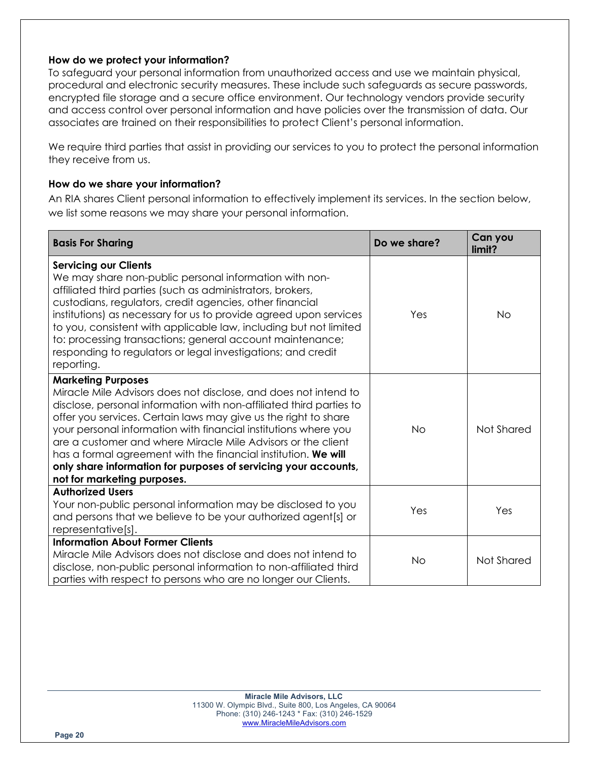### How do we protect your information?

To safeguard your personal information from unauthorized access and use we maintain physical, procedural and electronic security measures. These include such safeguards as secure passwords, encrypted file storage and a secure office environment. Our technology vendors provide security and access control over personal information and have policies over the transmission of data. Our associates are trained on their responsibilities to protect Client's personal information.

We require third parties that assist in providing our services to you to protect the personal information they receive from us.

### How do we share your information?

An RIA shares Client personal information to effectively implement its services. In the section below, we list some reasons we may share your personal information.

| Basis For Sharing | Do we share? | Can you limit? |
|---|---|---|
| **Servicing our Clients**<br>We may share non-public personal information with non-affiliated third parties (such as administrators, brokers, custodians, regulators, credit agencies, other financial institutions) as necessary for us to provide agreed upon services to you, consistent with applicable law, including but not limited to: processing transactions; general account maintenance; responding to regulators or legal investigations; and credit reporting. | Yes | No |
| **Marketing Purposes**<br>Miracle Mile Advisors does not disclose, and does not intend to disclose, personal information with non-affiliated third parties to offer you services. Certain laws may give us the right to share your personal information with financial institutions where you are a customer and where Miracle Mile Advisors or the client has a formal agreement with the financial institution. **We will only share information for purposes of servicing your accounts, not for marketing purposes.** | No | Not Shared |
| **Authorized Users**<br>Your non-public personal information may be disclosed to you and persons that we believe to be your authorized agent[s] or representative[s]. | Yes | Yes |
| **Information About Former Clients**<br>Miracle Mile Advisors does not disclose and does not intend to disclose, non-public personal information to non-affiliated third parties with respect to persons who are no longer our Clients. | No | Not Shared |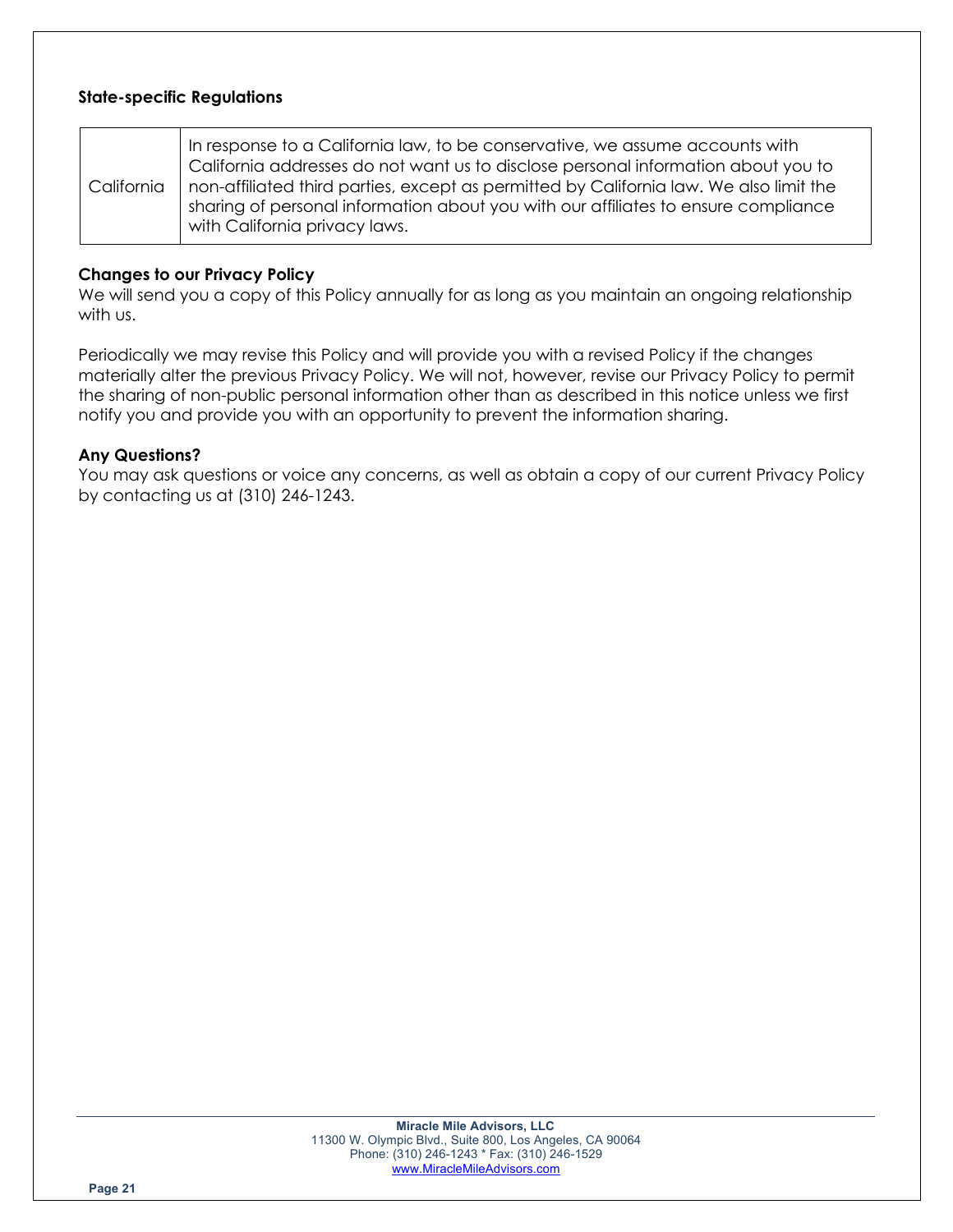**State-specific Regulations**

| | |
|---|---|
| California | In response to a California law, to be conservative, we assume accounts with California addresses do not want us to disclose personal information about you to non-affiliated third parties, except as permitted by California law. We also limit the sharing of personal information about you with our affiliates to ensure compliance with California privacy laws. |

**Changes to our Privacy Policy**

We will send you a copy of this Policy annually for as long as you maintain an ongoing relationship with us.

Periodically we may revise this Policy and will provide you with a revised Policy if the changes materially alter the previous Privacy Policy. We will not, however, revise our Privacy Policy to permit the sharing of non-public personal information other than as described in this notice unless we first notify you and provide you with an opportunity to prevent the information sharing.

**Any Questions?**

You may ask questions or voice any concerns, as well as obtain a copy of our current Privacy Policy by contacting us at (310) 246-1243.